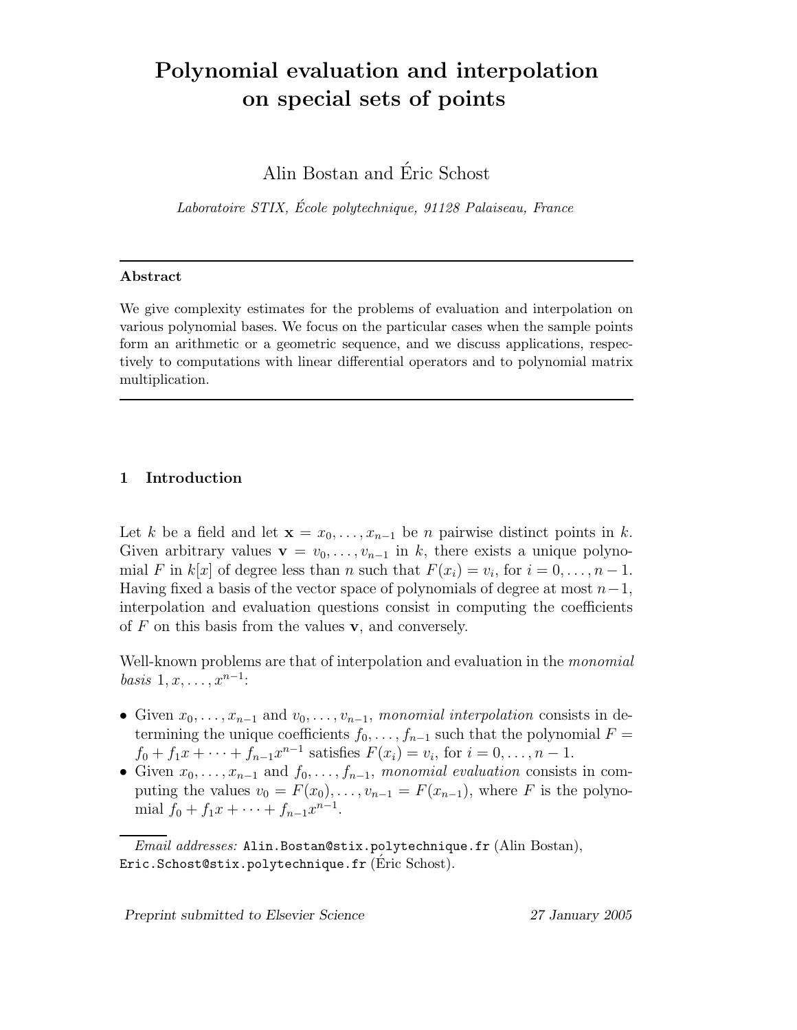# Polynomial evaluation and interpolation on special sets of points

Alin Bostan and Éric Schost

*Laboratoire STIX, École polytechnique, 91128 Palaiseau, France*

---

**Abstract**

We give complexity estimates for the problems of evaluation and interpolation on various polynomial bases. We focus on the particular cases when the sample points form an arithmetic or a geometric sequence, and we discuss applications, respectively to computations with linear differential operators and to polynomial matrix multiplication.

---

## 1 Introduction

Let $k$ be a field and let $\mathbf{x} = x_0, \ldots, x_{n-1}$ be $n$ pairwise distinct points in $k$. Given arbitrary values $\mathbf{v} = v_0, \ldots, v_{n-1}$ in $k$, there exists a unique polynomial $F$ in $k[x]$ of degree less than $n$ such that $F(x_i) = v_i$, for $i = 0, \ldots, n-1$. Having fixed a basis of the vector space of polynomials of degree at most $n-1$, interpolation and evaluation questions consist in computing the coefficients of $F$ on this basis from the values $\mathbf{v}$, and conversely.

Well-known problems are that of interpolation and evaluation in the *monomial basis* $1, x, \ldots, x^{n-1}$:

- Given $x_0, \ldots, x_{n-1}$ and $v_0, \ldots, v_{n-1}$, *monomial interpolation* consists in determining the unique coefficients $f_0, \ldots, f_{n-1}$ such that the polynomial $F = f_0 + f_1 x + \cdots + f_{n-1} x^{n-1}$ satisfies $F(x_i) = v_i$, for $i = 0, \ldots, n-1$.
- Given $x_0, \ldots, x_{n-1}$ and $f_0, \ldots, f_{n-1}$, *monomial evaluation* consists in computing the values $v_0 = F(x_0), \ldots, v_{n-1} = F(x_{n-1})$, where $F$ is the polynomial $f_0 + f_1 x + \cdots + f_{n-1} x^{n-1}$.

*Email addresses:* Alin.Bostan@stix.polytechnique.fr (Alin Bostan), Eric.Schost@stix.polytechnique.fr (Éric Schost).

Preprint submitted to Elsevier Science 27 January 2005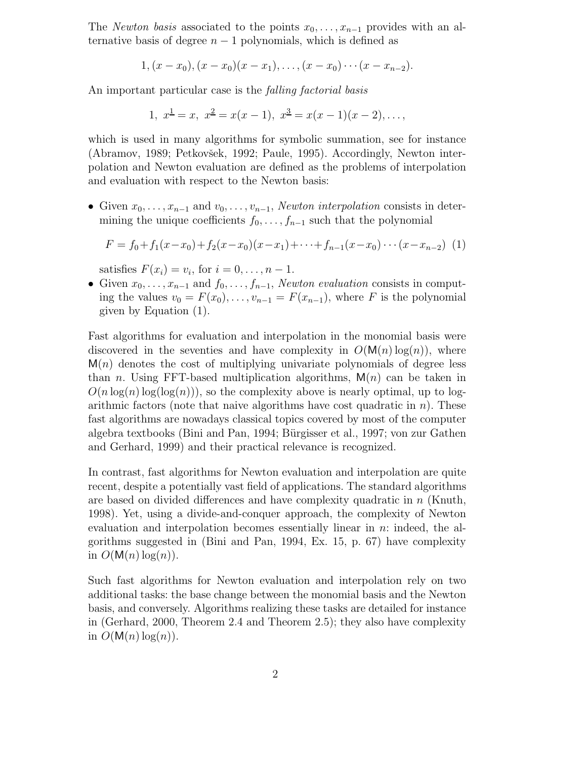The *Newton basis* associated to the points $x_0, \ldots, x_{n-1}$ provides with an alternative basis of degree $n-1$ polynomials, which is defined as

$$1, (x - x_0), (x - x_0)(x - x_1), \ldots, (x - x_0) \cdots (x - x_{n-2}).$$

An important particular case is the *falling factorial basis*

$$1,\ x^{\underline{1}} = x,\ x^{\underline{2}} = x(x-1),\ x^{\underline{3}} = x(x-1)(x-2), \ldots,$$

which is used in many algorithms for symbolic summation, see for instance (Abramov, 1989; Petkovšek, 1992; Paule, 1995). Accordingly, Newton interpolation and Newton evaluation are defined as the problems of interpolation and evaluation with respect to the Newton basis:

- Given $x_0, \ldots, x_{n-1}$ and $v_0, \ldots, v_{n-1}$, *Newton interpolation* consists in determining the unique coefficients $f_0, \ldots, f_{n-1}$ such that the polynomial

$$F = f_0 + f_1(x - x_0) + f_2(x - x_0)(x - x_1) + \cdots + f_{n-1}(x - x_0) \cdots (x - x_{n-2}) \quad (1)$$

  satisfies $F(x_i) = v_i$, for $i = 0, \ldots, n-1$.
- Given $x_0, \ldots, x_{n-1}$ and $f_0, \ldots, f_{n-1}$, *Newton evaluation* consists in computing the values $v_0 = F(x_0), \ldots, v_{n-1} = F(x_{n-1})$, where $F$ is the polynomial given by Equation (1).

Fast algorithms for evaluation and interpolation in the monomial basis were discovered in the seventies and have complexity in $O(\mathsf{M}(n)\log(n))$, where $\mathsf{M}(n)$ denotes the cost of multiplying univariate polynomials of degree less than $n$. Using FFT-based multiplication algorithms, $\mathsf{M}(n)$ can be taken in $O(n\log(n)\log(\log(n)))$, so the complexity above is nearly optimal, up to logarithmic factors (note that naive algorithms have cost quadratic in $n$). These fast algorithms are nowadays classical topics covered by most of the computer algebra textbooks (Bini and Pan, 1994; Bürgisser et al., 1997; von zur Gathen and Gerhard, 1999) and their practical relevance is recognized.

In contrast, fast algorithms for Newton evaluation and interpolation are quite recent, despite a potentially vast field of applications. The standard algorithms are based on divided differences and have complexity quadratic in $n$ (Knuth, 1998). Yet, using a divide-and-conquer approach, the complexity of Newton evaluation and interpolation becomes essentially linear in $n$: indeed, the algorithms suggested in (Bini and Pan, 1994, Ex. 15, p. 67) have complexity in $O(\mathsf{M}(n)\log(n))$.

Such fast algorithms for Newton evaluation and interpolation rely on two additional tasks: the base change between the monomial basis and the Newton basis, and conversely. Algorithms realizing these tasks are detailed for instance in (Gerhard, 2000, Theorem 2.4 and Theorem 2.5); they also have complexity in $O(\mathsf{M}(n)\log(n))$.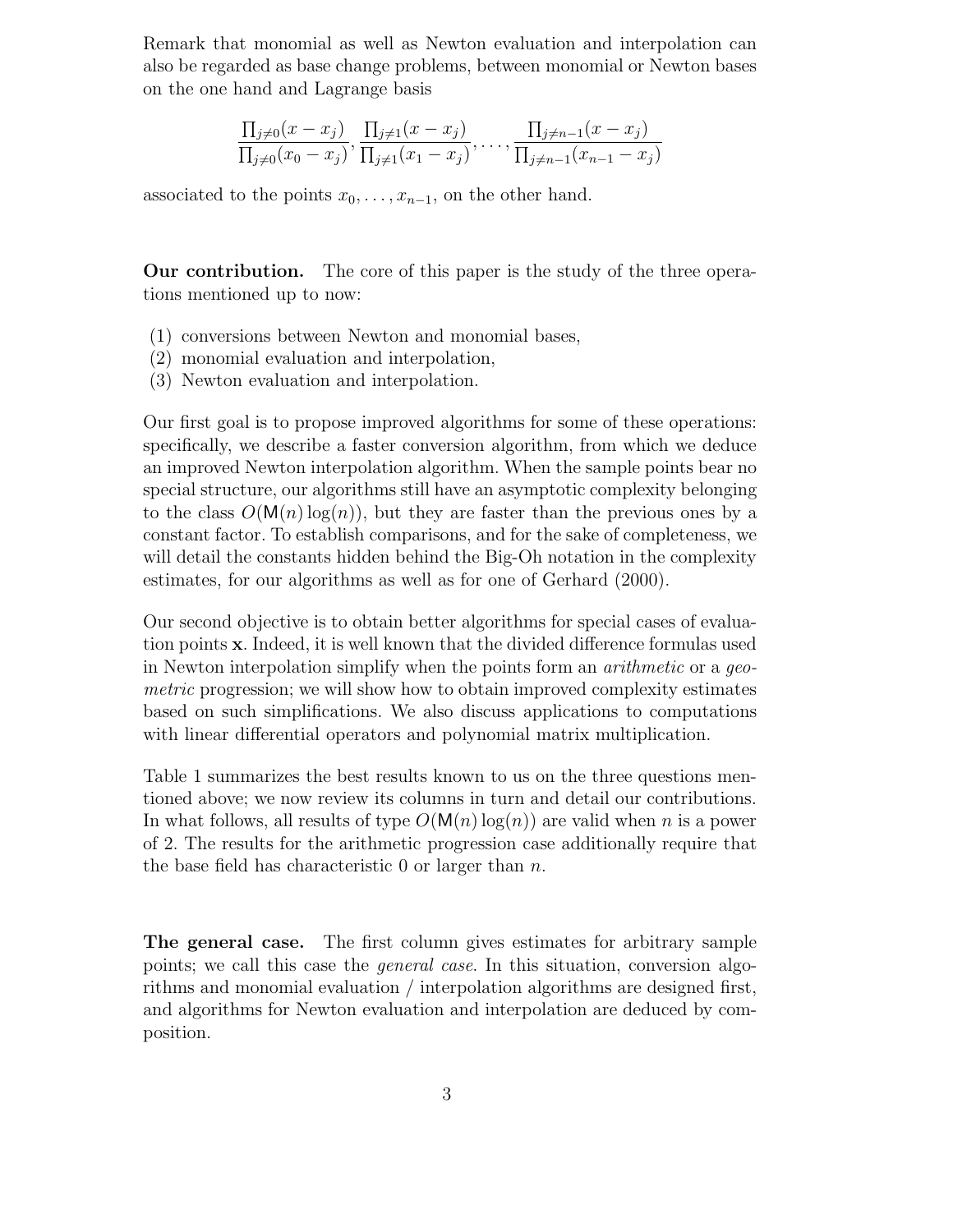Remark that monomial as well as Newton evaluation and interpolation can also be regarded as base change problems, between monomial or Newton bases on the one hand and Lagrange basis

$$\frac{\prod_{j\neq 0}(x-x_j)}{\prod_{j\neq 0}(x_0-x_j)}, \frac{\prod_{j\neq 1}(x-x_j)}{\prod_{j\neq 1}(x_1-x_j)}, \ldots, \frac{\prod_{j\neq n-1}(x-x_j)}{\prod_{j\neq n-1}(x_{n-1}-x_j)}$$

associated to the points $x_0, \ldots, x_{n-1}$, on the other hand.

**Our contribution.** The core of this paper is the study of the three operations mentioned up to now:

(1) conversions between Newton and monomial bases,
(2) monomial evaluation and interpolation,
(3) Newton evaluation and interpolation.

Our first goal is to propose improved algorithms for some of these operations: specifically, we describe a faster conversion algorithm, from which we deduce an improved Newton interpolation algorithm. When the sample points bear no special structure, our algorithms still have an asymptotic complexity belonging to the class $O(\mathsf{M}(n)\log(n))$, but they are faster than the previous ones by a constant factor. To establish comparisons, and for the sake of completeness, we will detail the constants hidden behind the Big-Oh notation in the complexity estimates, for our algorithms as well as for one of Gerhard (2000).

Our second objective is to obtain better algorithms for special cases of evaluation points $\mathbf{x}$. Indeed, it is well known that the divided difference formulas used in Newton interpolation simplify when the points form an *arithmetic* or a *geometric* progression; we will show how to obtain improved complexity estimates based on such simplifications. We also discuss applications to computations with linear differential operators and polynomial matrix multiplication.

Table 1 summarizes the best results known to us on the three questions mentioned above; we now review its columns in turn and detail our contributions. In what follows, all results of type $O(\mathsf{M}(n)\log(n))$ are valid when $n$ is a power of 2. The results for the arithmetic progression case additionally require that the base field has characteristic 0 or larger than $n$.

**The general case.** The first column gives estimates for arbitrary sample points; we call this case the *general case*. In this situation, conversion algorithms and monomial evaluation / interpolation algorithms are designed first, and algorithms for Newton evaluation and interpolation are deduced by composition.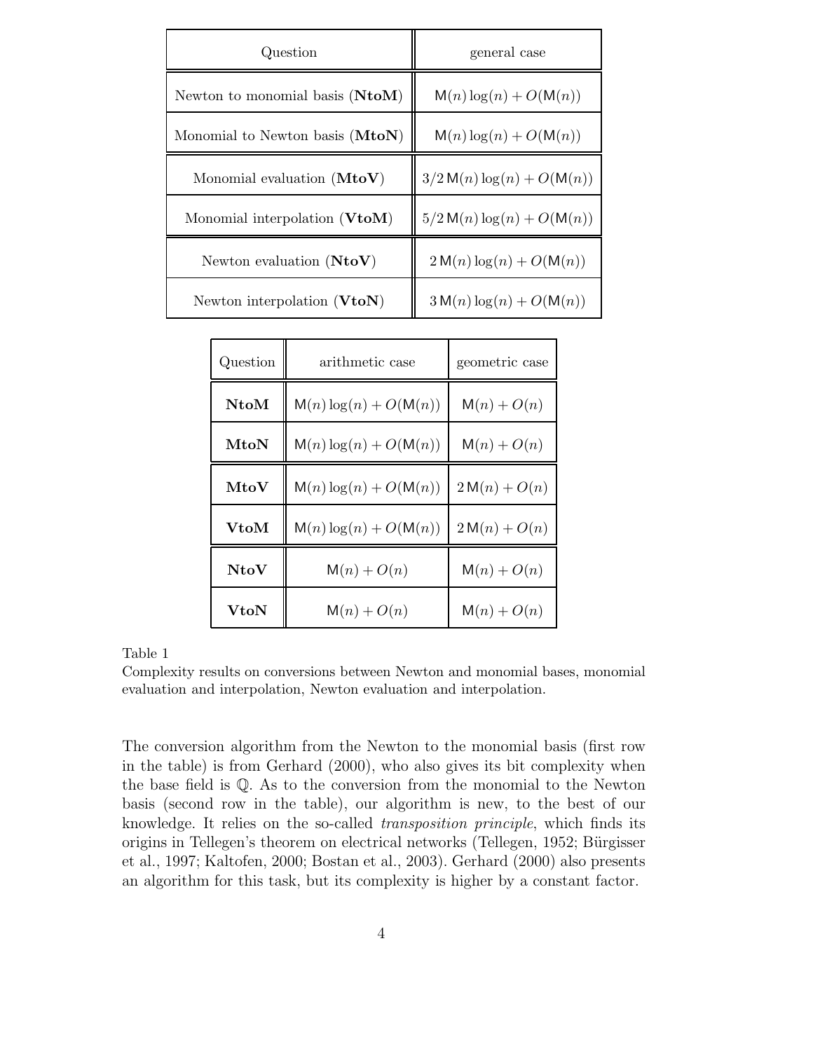| Question | general case |
| --- | --- |
| Newton to monomial basis (**NtoM**) | $\mathsf{M}(n)\log(n) + O(\mathsf{M}(n))$ |
| Monomial to Newton basis (**MtoN**) | $\mathsf{M}(n)\log(n) + O(\mathsf{M}(n))$ |
| Monomial evaluation (**MtoV**) | $3/2\,\mathsf{M}(n)\log(n) + O(\mathsf{M}(n))$ |
| Monomial interpolation (**VtoM**) | $5/2\,\mathsf{M}(n)\log(n) + O(\mathsf{M}(n))$ |
| Newton evaluation (**NtoV**) | $2\,\mathsf{M}(n)\log(n) + O(\mathsf{M}(n))$ |
| Newton interpolation (**VtoN**) | $3\,\mathsf{M}(n)\log(n) + O(\mathsf{M}(n))$ |

| Question | arithmetic case | geometric case |
| --- | --- | --- |
| **NtoM** | $\mathsf{M}(n)\log(n) + O(\mathsf{M}(n))$ | $\mathsf{M}(n) + O(n)$ |
| **MtoN** | $\mathsf{M}(n)\log(n) + O(\mathsf{M}(n))$ | $\mathsf{M}(n) + O(n)$ |
| **MtoV** | $\mathsf{M}(n)\log(n) + O(\mathsf{M}(n))$ | $2\,\mathsf{M}(n) + O(n)$ |
| **VtoM** | $\mathsf{M}(n)\log(n) + O(\mathsf{M}(n))$ | $2\,\mathsf{M}(n) + O(n)$ |
| **NtoV** | $\mathsf{M}(n) + O(n)$ | $\mathsf{M}(n) + O(n)$ |
| **VtoN** | $\mathsf{M}(n) + O(n)$ | $\mathsf{M}(n) + O(n)$ |

Table 1
Complexity results on conversions between Newton and monomial bases, monomial evaluation and interpolation, Newton evaluation and interpolation.

The conversion algorithm from the Newton to the monomial basis (first row in the table) is from Gerhard (2000), who also gives its bit complexity when the base field is $\mathbb{Q}$. As to the conversion from the monomial to the Newton basis (second row in the table), our algorithm is new, to the best of our knowledge. It relies on the so-called *transposition principle*, which finds its origins in Tellegen's theorem on electrical networks (Tellegen, 1952; Bürgisser et al., 1997; Kaltofen, 2000; Bostan et al., 2003). Gerhard (2000) also presents an algorithm for this task, but its complexity is higher by a constant factor.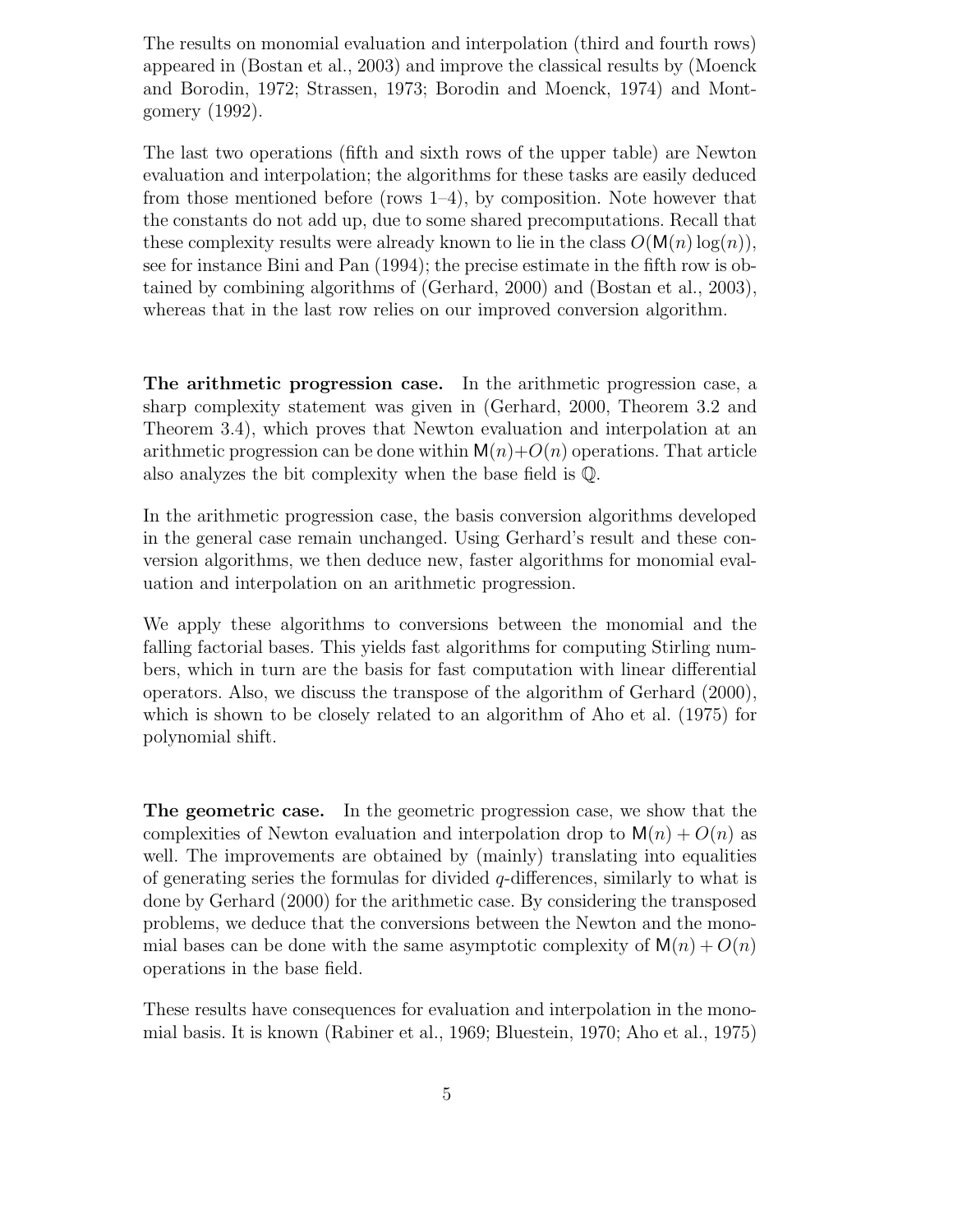The results on monomial evaluation and interpolation (third and fourth rows) appeared in (Bostan et al., 2003) and improve the classical results by (Moenck and Borodin, 1972; Strassen, 1973; Borodin and Moenck, 1974) and Montgomery (1992).

The last two operations (fifth and sixth rows of the upper table) are Newton evaluation and interpolation; the algorithms for these tasks are easily deduced from those mentioned before (rows 1–4), by composition. Note however that the constants do not add up, due to some shared precomputations. Recall that these complexity results were already known to lie in the class $O(\mathsf{M}(n)\log(n))$, see for instance Bini and Pan (1994); the precise estimate in the fifth row is obtained by combining algorithms of (Gerhard, 2000) and (Bostan et al., 2003), whereas that in the last row relies on our improved conversion algorithm.

**The arithmetic progression case.** In the arithmetic progression case, a sharp complexity statement was given in (Gerhard, 2000, Theorem 3.2 and Theorem 3.4), which proves that Newton evaluation and interpolation at an arithmetic progression can be done within $\mathsf{M}(n)+O(n)$ operations. That article also analyzes the bit complexity when the base field is $\mathbb{Q}$.

In the arithmetic progression case, the basis conversion algorithms developed in the general case remain unchanged. Using Gerhard's result and these conversion algorithms, we then deduce new, faster algorithms for monomial evaluation and interpolation on an arithmetic progression.

We apply these algorithms to conversions between the monomial and the falling factorial bases. This yields fast algorithms for computing Stirling numbers, which in turn are the basis for fast computation with linear differential operators. Also, we discuss the transpose of the algorithm of Gerhard (2000), which is shown to be closely related to an algorithm of Aho et al. (1975) for polynomial shift.

**The geometric case.** In the geometric progression case, we show that the complexities of Newton evaluation and interpolation drop to $\mathsf{M}(n) + O(n)$ as well. The improvements are obtained by (mainly) translating into equalities of generating series the formulas for divided $q$-differences, similarly to what is done by Gerhard (2000) for the arithmetic case. By considering the transposed problems, we deduce that the conversions between the Newton and the monomial bases can be done with the same asymptotic complexity of $\mathsf{M}(n) + O(n)$ operations in the base field.

These results have consequences for evaluation and interpolation in the monomial basis. It is known (Rabiner et al., 1969; Bluestein, 1970; Aho et al., 1975)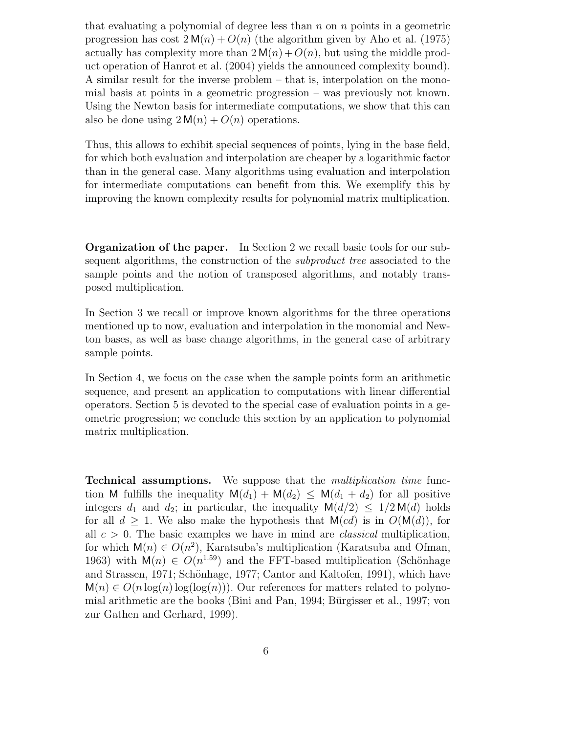that evaluating a polynomial of degree less than $n$ on $n$ points in a geometric progression has cost $2\,\mathsf{M}(n) + O(n)$ (the algorithm given by Aho et al. (1975) actually has complexity more than $2\,\mathsf{M}(n) + O(n)$, but using the middle product operation of Hanrot et al. (2004) yields the announced complexity bound). A similar result for the inverse problem – that is, interpolation on the monomial basis at points in a geometric progression – was previously not known. Using the Newton basis for intermediate computations, we show that this can also be done using $2\,\mathsf{M}(n) + O(n)$ operations.

Thus, this allows to exhibit special sequences of points, lying in the base field, for which both evaluation and interpolation are cheaper by a logarithmic factor than in the general case. Many algorithms using evaluation and interpolation for intermediate computations can benefit from this. We exemplify this by improving the known complexity results for polynomial matrix multiplication.

**Organization of the paper.** In Section 2 we recall basic tools for our subsequent algorithms, the construction of the *subproduct tree* associated to the sample points and the notion of transposed algorithms, and notably transposed multiplication.

In Section 3 we recall or improve known algorithms for the three operations mentioned up to now, evaluation and interpolation in the monomial and Newton bases, as well as base change algorithms, in the general case of arbitrary sample points.

In Section 4, we focus on the case when the sample points form an arithmetic sequence, and present an application to computations with linear differential operators. Section 5 is devoted to the special case of evaluation points in a geometric progression; we conclude this section by an application to polynomial matrix multiplication.

**Technical assumptions.** We suppose that the *multiplication time* function $\mathsf{M}$ fulfills the inequality $\mathsf{M}(d_1) + \mathsf{M}(d_2) \leq \mathsf{M}(d_1 + d_2)$ for all positive integers $d_1$ and $d_2$; in particular, the inequality $\mathsf{M}(d/2) \leq 1/2\,\mathsf{M}(d)$ holds for all $d \geq 1$. We also make the hypothesis that $\mathsf{M}(cd)$ is in $O(\mathsf{M}(d))$, for all $c > 0$. The basic examples we have in mind are *classical* multiplication, for which $\mathsf{M}(n) \in O(n^2)$, Karatsuba's multiplication (Karatsuba and Ofman, 1963) with $\mathsf{M}(n) \in O(n^{1.59})$ and the FFT-based multiplication (Schönhage and Strassen, 1971; Schönhage, 1977; Cantor and Kaltofen, 1991), which have $\mathsf{M}(n) \in O(n \log(n) \log(\log(n)))$. Our references for matters related to polynomial arithmetic are the books (Bini and Pan, 1994; Bürgisser et al., 1997; von zur Gathen and Gerhard, 1999).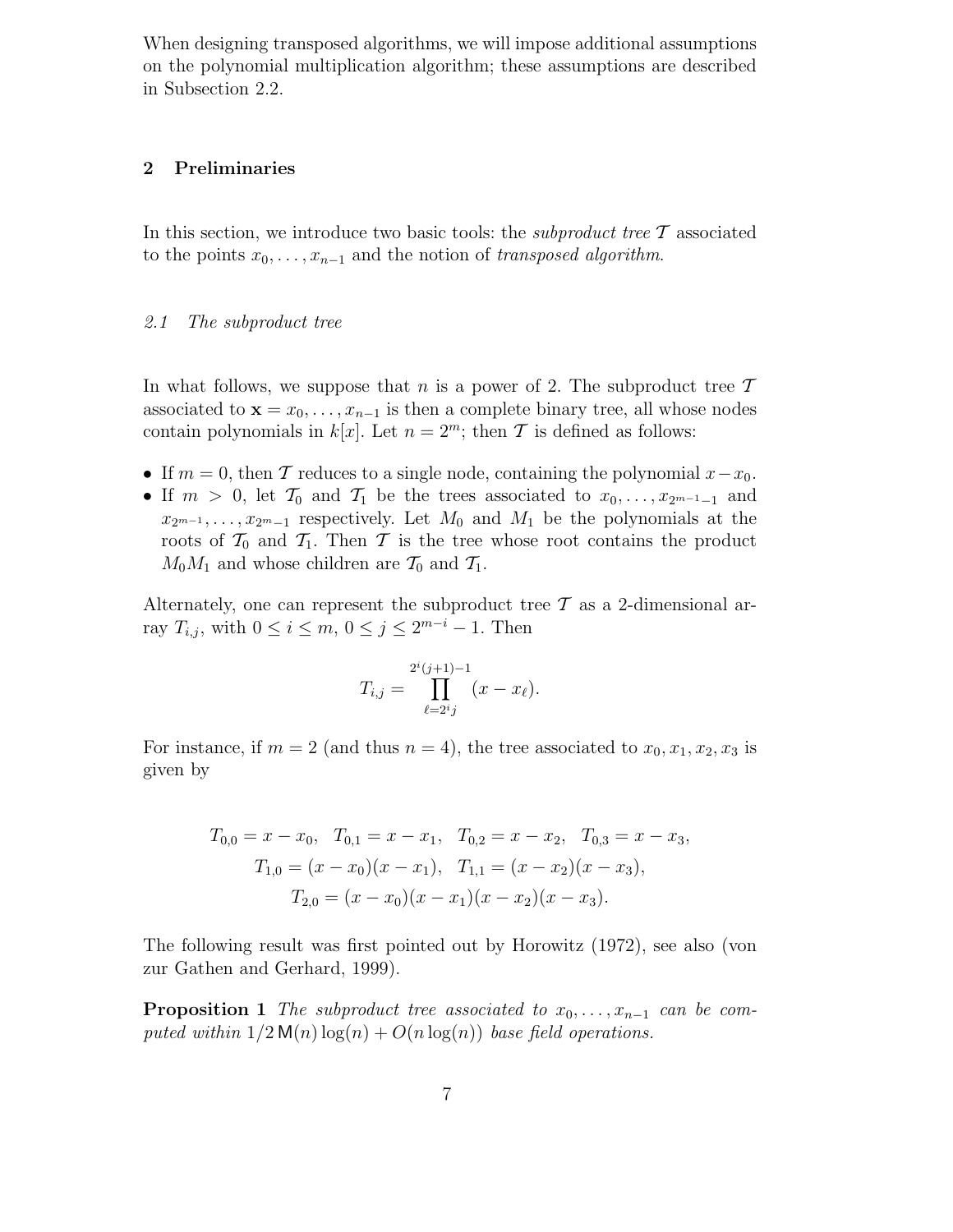When designing transposed algorithms, we will impose additional assumptions on the polynomial multiplication algorithm; these assumptions are described in Subsection 2.2.

## 2 Preliminaries

In this section, we introduce two basic tools: the *subproduct tree* $\mathcal{T}$ associated to the points $x_0, \ldots, x_{n-1}$ and the notion of *transposed algorithm*.

### *2.1 The subproduct tree*

In what follows, we suppose that $n$ is a power of 2. The subproduct tree $\mathcal{T}$ associated to $\mathbf{x} = x_0, \ldots, x_{n-1}$ is then a complete binary tree, all whose nodes contain polynomials in $k[x]$. Let $n = 2^m$; then $\mathcal{T}$ is defined as follows:

- If $m = 0$, then $\mathcal{T}$ reduces to a single node, containing the polynomial $x - x_0$.
- If $m > 0$, let $\mathcal{T}_0$ and $\mathcal{T}_1$ be the trees associated to $x_0, \ldots, x_{2^{m-1}-1}$ and $x_{2^{m-1}}, \ldots, x_{2^m-1}$ respectively. Let $M_0$ and $M_1$ be the polynomials at the roots of $\mathcal{T}_0$ and $\mathcal{T}_1$. Then $\mathcal{T}$ is the tree whose root contains the product $M_0 M_1$ and whose children are $\mathcal{T}_0$ and $\mathcal{T}_1$.

Alternately, one can represent the subproduct tree $\mathcal{T}$ as a 2-dimensional array $T_{i,j}$, with $0 \le i \le m$, $0 \le j \le 2^{m-i} - 1$. Then

$$T_{i,j} = \prod_{\ell = 2^i j}^{2^i(j+1)-1} (x - x_\ell).$$

For instance, if $m = 2$ (and thus $n = 4$), the tree associated to $x_0, x_1, x_2, x_3$ is given by

$$\begin{gathered} T_{0,0} = x - x_0, \quad T_{0,1} = x - x_1, \quad T_{0,2} = x - x_2, \quad T_{0,3} = x - x_3, \\ T_{1,0} = (x - x_0)(x - x_1), \quad T_{1,1} = (x - x_2)(x - x_3), \\ T_{2,0} = (x - x_0)(x - x_1)(x - x_2)(x - x_3). \end{gathered}$$

The following result was first pointed out by Horowitz (1972), see also (von zur Gathen and Gerhard, 1999).

**Proposition 1** *The subproduct tree associated to $x_0, \ldots, x_{n-1}$ can be computed within $1/2\, \mathsf{M}(n) \log(n) + O(n \log(n))$ base field operations.*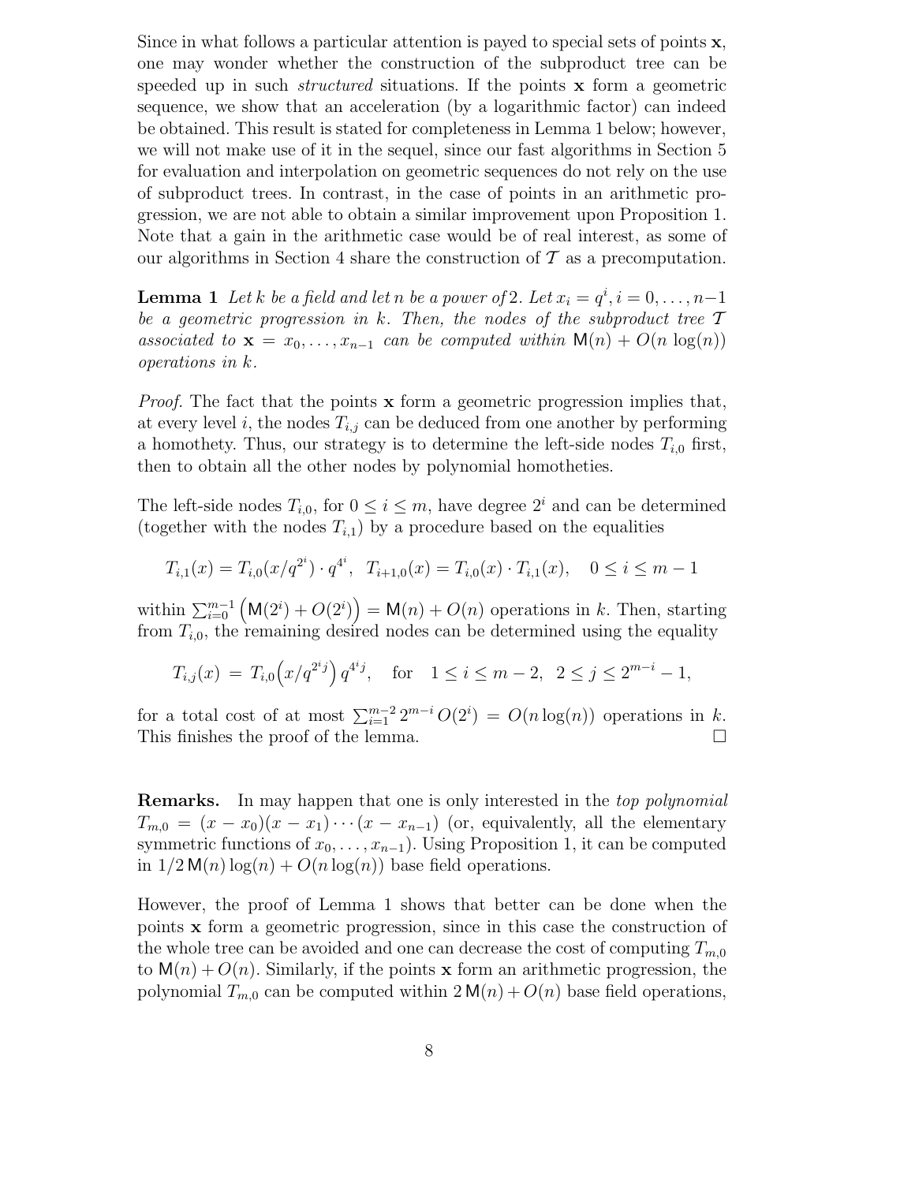Since in what follows a particular attention is payed to special sets of points $\mathbf{x}$, one may wonder whether the construction of the subproduct tree can be speeded up in such *structured* situations. If the points $\mathbf{x}$ form a geometric sequence, we show that an acceleration (by a logarithmic factor) can indeed be obtained. This result is stated for completeness in Lemma 1 below; however, we will not make use of it in the sequel, since our fast algorithms in Section 5 for evaluation and interpolation on geometric sequences do not rely on the use of subproduct trees. In contrast, in the case of points in an arithmetic progression, we are not able to obtain a similar improvement upon Proposition 1. Note that a gain in the arithmetic case would be of real interest, as some of our algorithms in Section 4 share the construction of $\mathcal{T}$ as a precomputation.

**Lemma 1** *Let $k$ be a field and let $n$ be a power of 2. Let $x_i = q^i, i = 0, \ldots, n-1$ be a geometric progression in $k$. Then, the nodes of the subproduct tree $\mathcal{T}$ associated to $\mathbf{x} = x_0, \ldots, x_{n-1}$ can be computed within $\mathsf{M}(n) + O(n \log(n))$ operations in $k$.*

*Proof.* The fact that the points $\mathbf{x}$ form a geometric progression implies that, at every level $i$, the nodes $T_{i,j}$ can be deduced from one another by performing a homothety. Thus, our strategy is to determine the left-side nodes $T_{i,0}$ first, then to obtain all the other nodes by polynomial homotheties.

The left-side nodes $T_{i,0}$, for $0 \leq i \leq m$, have degree $2^i$ and can be determined (together with the nodes $T_{i,1}$) by a procedure based on the equalities

$$T_{i,1}(x) = T_{i,0}(x/q^{2^i}) \cdot q^{4^i}, \quad T_{i+1,0}(x) = T_{i,0}(x) \cdot T_{i,1}(x), \quad 0 \leq i \leq m-1$$

within $\sum_{i=0}^{m-1} \left(\mathsf{M}(2^i) + O(2^i)\right) = \mathsf{M}(n) + O(n)$ operations in $k$. Then, starting from $T_{i,0}$, the remaining desired nodes can be determined using the equality

$$T_{i,j}(x) = T_{i,0}\left(x/q^{2^i j}\right) q^{4^i j}, \quad \text{for} \quad 1 \leq i \leq m-2, \ \ 2 \leq j \leq 2^{m-i} - 1,$$

for a total cost of at most $\sum_{i=1}^{m-2} 2^{m-i} O(2^i) = O(n \log(n))$ operations in $k$. This finishes the proof of the lemma. $\square$

**Remarks.** In may happen that one is only interested in the *top polynomial* $T_{m,0} = (x - x_0)(x - x_1) \cdots (x - x_{n-1})$ (or, equivalently, all the elementary symmetric functions of $x_0, \ldots, x_{n-1}$). Using Proposition 1, it can be computed in $1/2\, \mathsf{M}(n) \log(n) + O(n \log(n))$ base field operations.

However, the proof of Lemma 1 shows that better can be done when the points $\mathbf{x}$ form a geometric progression, since in this case the construction of the whole tree can be avoided and one can decrease the cost of computing $T_{m,0}$ to $\mathsf{M}(n) + O(n)$. Similarly, if the points $\mathbf{x}$ form an arithmetic progression, the polynomial $T_{m,0}$ can be computed within $2\,\mathsf{M}(n) + O(n)$ base field operations,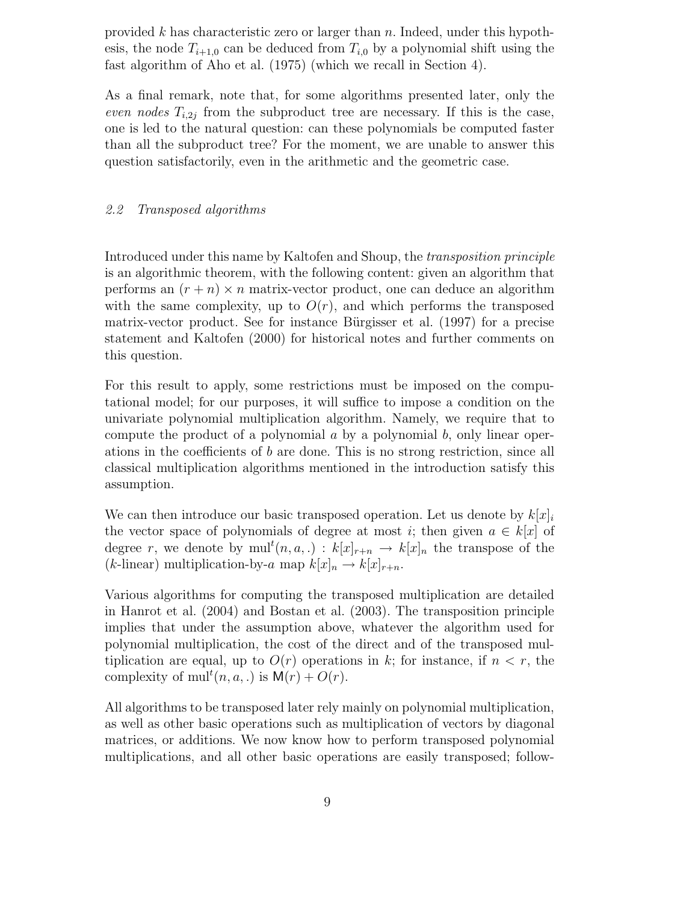provided $k$ has characteristic zero or larger than $n$. Indeed, under this hypothesis, the node $T_{i+1,0}$ can be deduced from $T_{i,0}$ by a polynomial shift using the fast algorithm of Aho et al. (1975) (which we recall in Section 4).

As a final remark, note that, for some algorithms presented later, only the *even nodes* $T_{i,2j}$ from the subproduct tree are necessary. If this is the case, one is led to the natural question: can these polynomials be computed faster than all the subproduct tree? For the moment, we are unable to answer this question satisfactorily, even in the arithmetic and the geometric case.

### *2.2 Transposed algorithms*

Introduced under this name by Kaltofen and Shoup, the *transposition principle* is an algorithmic theorem, with the following content: given an algorithm that performs an $(r+n) \times n$ matrix-vector product, one can deduce an algorithm with the same complexity, up to $O(r)$, and which performs the transposed matrix-vector product. See for instance Bürgisser et al. (1997) for a precise statement and Kaltofen (2000) for historical notes and further comments on this question.

For this result to apply, some restrictions must be imposed on the computational model; for our purposes, it will suffice to impose a condition on the univariate polynomial multiplication algorithm. Namely, we require that to compute the product of a polynomial $a$ by a polynomial $b$, only linear operations in the coefficients of $b$ are done. This is no strong restriction, since all classical multiplication algorithms mentioned in the introduction satisfy this assumption.

We can then introduce our basic transposed operation. Let us denote by $k[x]_i$ the vector space of polynomials of degree at most $i$; then given $a \in k[x]$ of degree $r$, we denote by $\mathrm{mul}^t(n, a, .) : k[x]_{r+n} \to k[x]_n$ the transpose of the ($k$-linear) multiplication-by-$a$ map $k[x]_n \to k[x]_{r+n}$.

Various algorithms for computing the transposed multiplication are detailed in Hanrot et al. (2004) and Bostan et al. (2003). The transposition principle implies that under the assumption above, whatever the algorithm used for polynomial multiplication, the cost of the direct and of the transposed multiplication are equal, up to $O(r)$ operations in $k$; for instance, if $n < r$, the complexity of $\mathrm{mul}^t(n, a, .)$ is $\mathsf{M}(r) + O(r)$.

All algorithms to be transposed later rely mainly on polynomial multiplication, as well as other basic operations such as multiplication of vectors by diagonal matrices, or additions. We now know how to perform transposed polynomial multiplications, and all other basic operations are easily transposed; follow-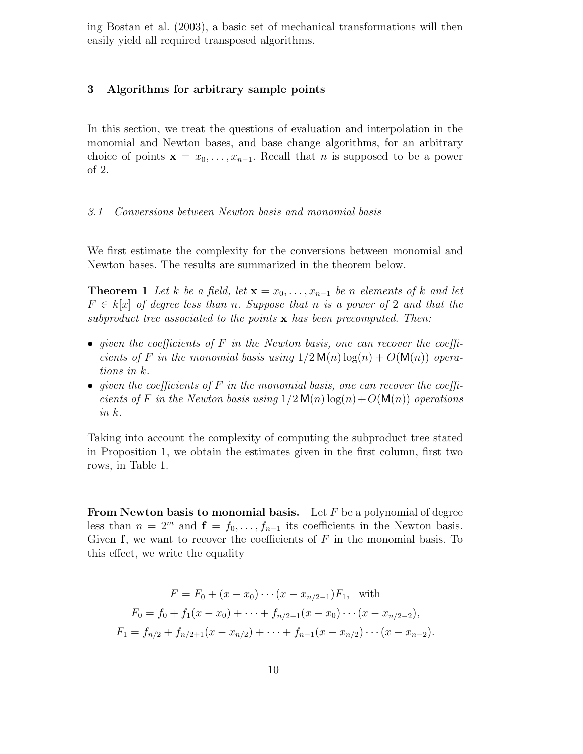ing Bostan et al. (2003), a basic set of mechanical transformations will then easily yield all required transposed algorithms.

## 3 Algorithms for arbitrary sample points

In this section, we treat the questions of evaluation and interpolation in the monomial and Newton bases, and base change algorithms, for an arbitrary choice of points $\mathbf{x} = x_0, \ldots, x_{n-1}$. Recall that $n$ is supposed to be a power of 2.

### *3.1 Conversions between Newton basis and monomial basis*

We first estimate the complexity for the conversions between monomial and Newton bases. The results are summarized in the theorem below.

**Theorem 1** *Let $k$ be a field, let $\mathbf{x} = x_0, \ldots, x_{n-1}$ be $n$ elements of $k$ and let $F \in k[x]$ of degree less than $n$. Suppose that $n$ is a power of 2 and that the subproduct tree associated to the points $\mathbf{x}$ has been precomputed. Then:*

- *given the coefficients of $F$ in the Newton basis, one can recover the coefficients of $F$ in the monomial basis using $1/2\,\mathsf{M}(n)\log(n) + O(\mathsf{M}(n))$ operations in $k$.*
- *given the coefficients of $F$ in the monomial basis, one can recover the coefficients of $F$ in the Newton basis using $1/2\,\mathsf{M}(n)\log(n) + O(\mathsf{M}(n))$ operations in $k$.*

Taking into account the complexity of computing the subproduct tree stated in Proposition 1, we obtain the estimates given in the first column, first two rows, in Table 1.

**From Newton basis to monomial basis.** Let $F$ be a polynomial of degree less than $n = 2^m$ and $\mathbf{f} = f_0, \ldots, f_{n-1}$ its coefficients in the Newton basis. Given $\mathbf{f}$, we want to recover the coefficients of $F$ in the monomial basis. To this effect, we write the equality

$$
\begin{aligned}
F &= F_0 + (x - x_0) \cdots (x - x_{n/2-1}) F_1, \quad \text{with} \\
F_0 &= f_0 + f_1(x - x_0) + \cdots + f_{n/2-1}(x - x_0) \cdots (x - x_{n/2-2}), \\
F_1 &= f_{n/2} + f_{n/2+1}(x - x_{n/2}) + \cdots + f_{n-1}(x - x_{n/2}) \cdots (x - x_{n-2}).
\end{aligned}
$$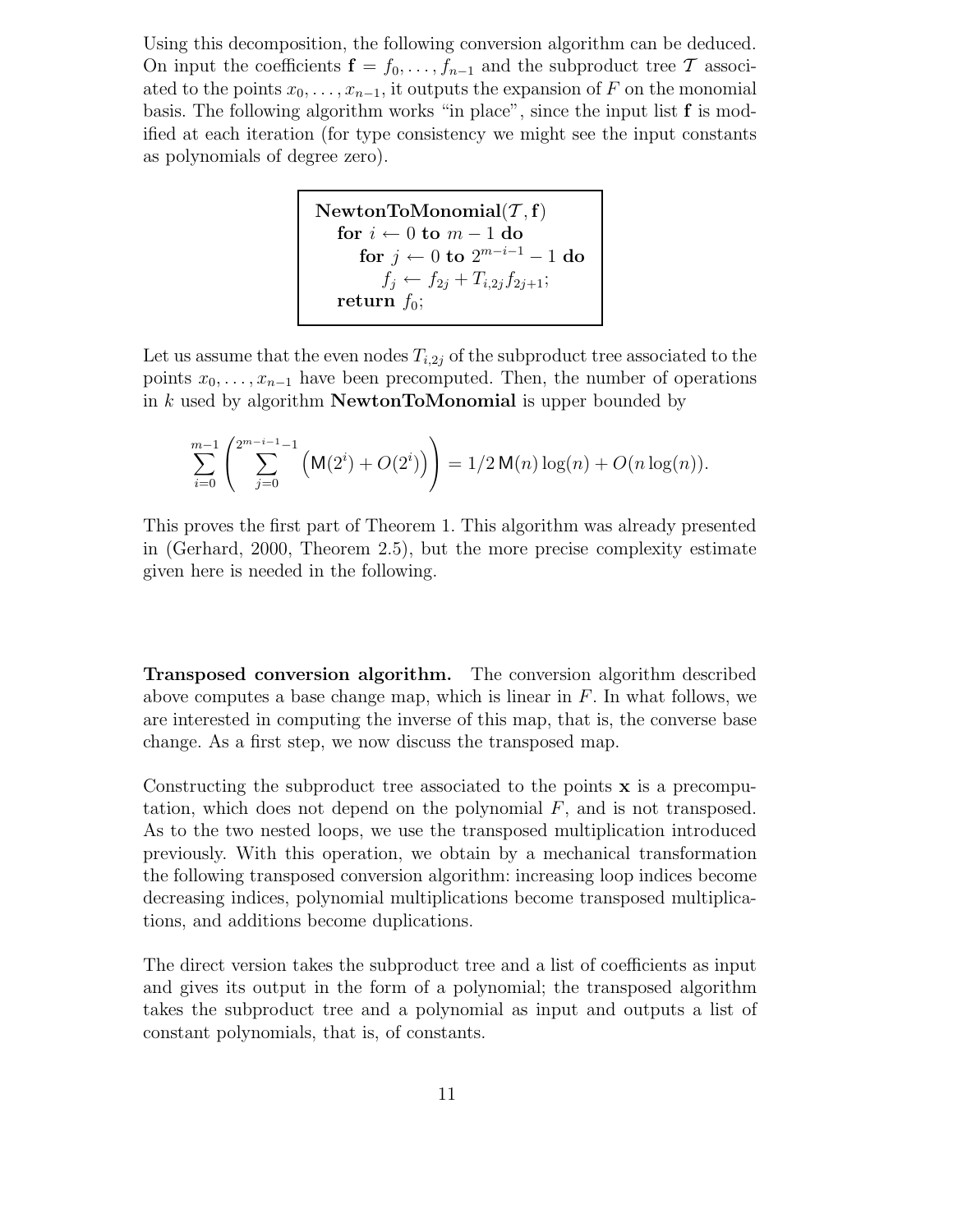Using this decomposition, the following conversion algorithm can be deduced. On input the coefficients $\mathbf{f} = f_0, \ldots, f_{n-1}$ and the subproduct tree $\mathcal{T}$ associated to the points $x_0, \ldots, x_{n-1}$, it outputs the expansion of $F$ on the monomial basis. The following algorithm works "in place", since the input list $\mathbf{f}$ is modified at each iteration (for type consistency we might see the input constants as polynomials of degree zero).

```
NewtonToMonomial(T, f)
  for i ← 0 to m − 1 do
    for j ← 0 to 2^(m−i−1) − 1 do
      f_j ← f_{2j} + T_{i,2j} f_{2j+1};
  return f_0;
```

Let us assume that the even nodes $T_{i,2j}$ of the subproduct tree associated to the points $x_0, \ldots, x_{n-1}$ have been precomputed. Then, the number of operations in $k$ used by algorithm **NewtonToMonomial** is upper bounded by

$$\sum_{i=0}^{m-1} \left( \sum_{j=0}^{2^{m-i-1}-1} \Big( \mathsf{M}(2^i) + O(2^i) \Big) \right) = 1/2\, \mathsf{M}(n) \log(n) + O(n \log(n)).$$

This proves the first part of Theorem 1. This algorithm was already presented in (Gerhard, 2000, Theorem 2.5), but the more precise complexity estimate given here is needed in the following.

**Transposed conversion algorithm.** The conversion algorithm described above computes a base change map, which is linear in $F$. In what follows, we are interested in computing the inverse of this map, that is, the converse base change. As a first step, we now discuss the transposed map.

Constructing the subproduct tree associated to the points $\mathbf{x}$ is a precomputation, which does not depend on the polynomial $F$, and is not transposed. As to the two nested loops, we use the transposed multiplication introduced previously. With this operation, we obtain by a mechanical transformation the following transposed conversion algorithm: increasing loop indices become decreasing indices, polynomial multiplications become transposed multiplications, and additions become duplications.

The direct version takes the subproduct tree and a list of coefficients as input and gives its output in the form of a polynomial; the transposed algorithm takes the subproduct tree and a polynomial as input and outputs a list of constant polynomials, that is, of constants.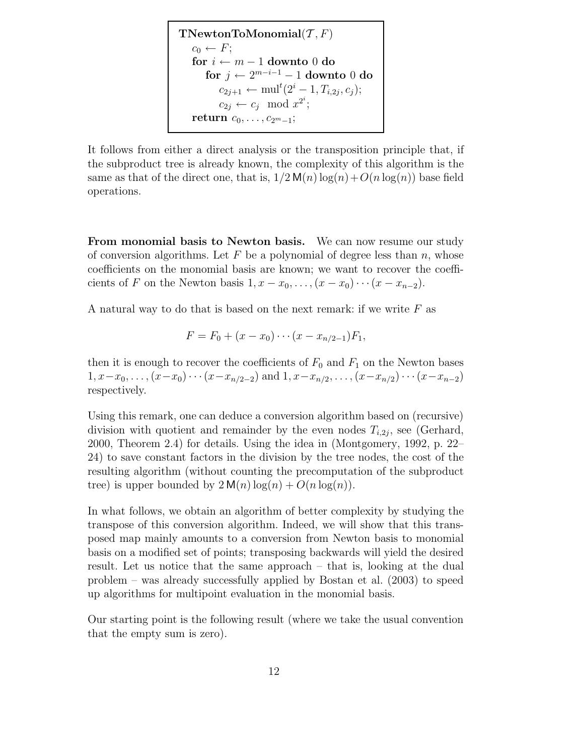```
TNewtonToMonomial(T, F)
    c_0 ← F;
    for i ← m − 1 downto 0 do
        for j ← 2^{m−i−1} − 1 downto 0 do
            c_{2j+1} ← mul^t(2^i − 1, T_{i,2j}, c_j);
            c_{2j} ← c_j  mod x^{2^i};
    return c_0, ..., c_{2^m − 1};
```

It follows from either a direct analysis or the transposition principle that, if the subproduct tree is already known, the complexity of this algorithm is the same as that of the direct one, that is, $1/2\,\mathsf{M}(n)\log(n) + O(n\log(n))$ base field operations.

**From monomial basis to Newton basis.** We can now resume our study of conversion algorithms. Let $F$ be a polynomial of degree less than $n$, whose coefficients on the monomial basis are known; we want to recover the coefficients of $F$ on the Newton basis $1, x - x_0, \ldots, (x - x_0)\cdots(x - x_{n-2})$.

A natural way to do that is based on the next remark: if we write $F$ as

$$F = F_0 + (x - x_0)\cdots(x - x_{n/2-1})F_1,$$

then it is enough to recover the coefficients of $F_0$ and $F_1$ on the Newton bases $1, x - x_0, \ldots, (x - x_0)\cdots(x - x_{n/2-2})$ and $1, x - x_{n/2}, \ldots, (x - x_{n/2})\cdots(x - x_{n-2})$ respectively.

Using this remark, one can deduce a conversion algorithm based on (recursive) division with quotient and remainder by the even nodes $T_{i,2j}$, see (Gerhard, 2000, Theorem 2.4) for details. Using the idea in (Montgomery, 1992, p. 22–24) to save constant factors in the division by the tree nodes, the cost of the resulting algorithm (without counting the precomputation of the subproduct tree) is upper bounded by $2\,\mathsf{M}(n)\log(n) + O(n\log(n))$.

In what follows, we obtain an algorithm of better complexity by studying the transpose of this conversion algorithm. Indeed, we will show that this transposed map mainly amounts to a conversion from Newton basis to monomial basis on a modified set of points; transposing backwards will yield the desired result. Let us notice that the same approach – that is, looking at the dual problem – was already successfully applied by Bostan et al. (2003) to speed up algorithms for multipoint evaluation in the monomial basis.

Our starting point is the following result (where we take the usual convention that the empty sum is zero).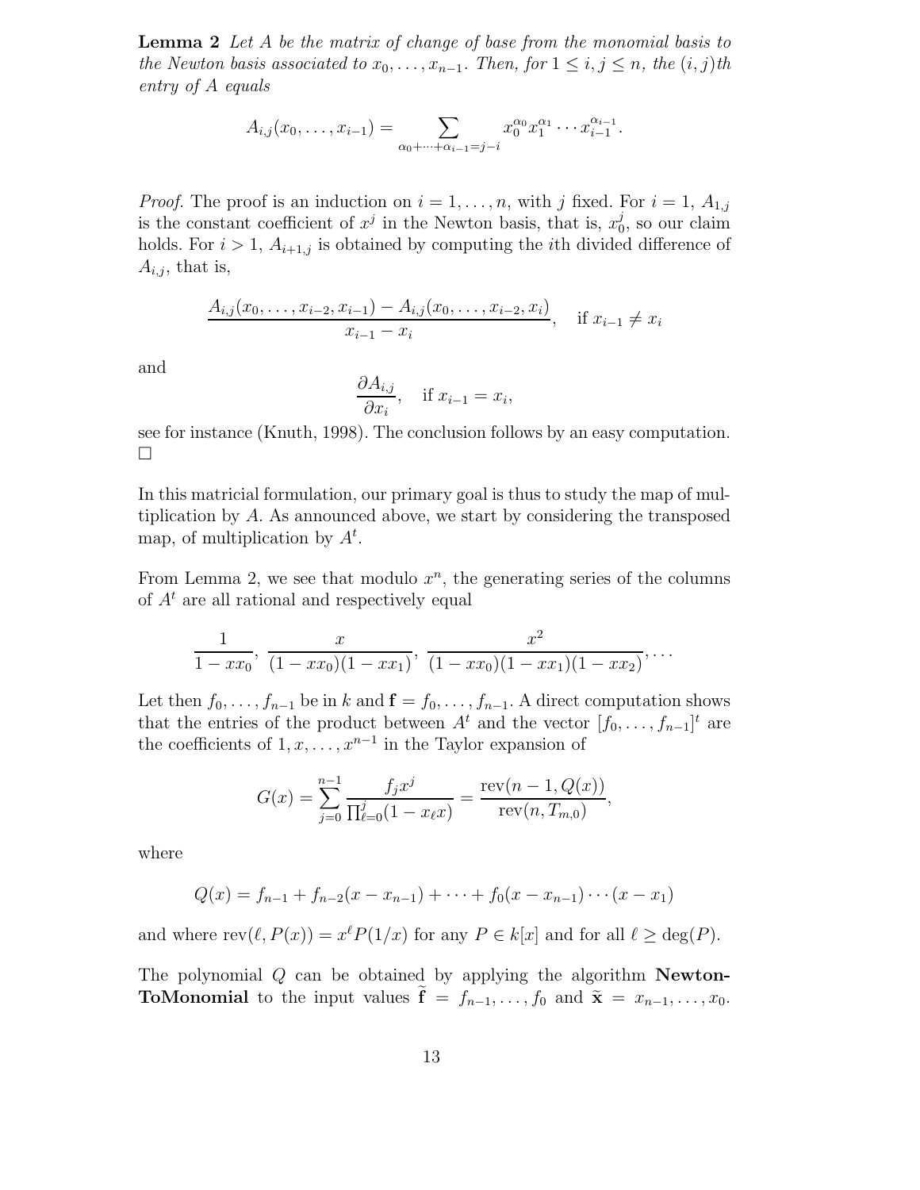**Lemma 2** *Let $A$ be the matrix of change of base from the monomial basis to the Newton basis associated to $x_0, \ldots, x_{n-1}$. Then, for $1 \le i, j \le n$, the $(i,j)$th entry of $A$ equals*

$$A_{i,j}(x_0, \ldots, x_{i-1}) = \sum_{\alpha_0 + \cdots + \alpha_{i-1} = j-i} x_0^{\alpha_0} x_1^{\alpha_1} \cdots x_{i-1}^{\alpha_{i-1}}.$$

*Proof.* The proof is an induction on $i = 1, \ldots, n$, with $j$ fixed. For $i = 1$, $A_{1,j}$ is the constant coefficient of $x^j$ in the Newton basis, that is, $x_0^j$, so our claim holds. For $i > 1$, $A_{i+1,j}$ is obtained by computing the $i$th divided difference of $A_{i,j}$, that is,

$$\frac{A_{i,j}(x_0, \ldots, x_{i-2}, x_{i-1}) - A_{i,j}(x_0, \ldots, x_{i-2}, x_i)}{x_{i-1} - x_i}, \quad \text{if } x_{i-1} \neq x_i$$

and

$$\frac{\partial A_{i,j}}{\partial x_i}, \quad \text{if } x_{i-1} = x_i,$$

see for instance (Knuth, 1998). The conclusion follows by an easy computation. □

In this matricial formulation, our primary goal is thus to study the map of multiplication by $A$. As announced above, we start by considering the transposed map, of multiplication by $A^t$.

From Lemma 2, we see that modulo $x^n$, the generating series of the columns of $A^t$ are all rational and respectively equal

$$\frac{1}{1 - xx_0}, \; \frac{x}{(1 - xx_0)(1 - xx_1)}, \; \frac{x^2}{(1 - xx_0)(1 - xx_1)(1 - xx_2)}, \ldots$$

Let then $f_0, \ldots, f_{n-1}$ be in $k$ and $\mathbf{f} = f_0, \ldots, f_{n-1}$. A direct computation shows that the entries of the product between $A^t$ and the vector $[f_0, \ldots, f_{n-1}]^t$ are the coefficients of $1, x, \ldots, x^{n-1}$ in the Taylor expansion of

$$G(x) = \sum_{j=0}^{n-1} \frac{f_j x^j}{\prod_{\ell=0}^{j} (1 - x_\ell x)} = \frac{\mathrm{rev}(n-1, Q(x))}{\mathrm{rev}(n, T_{m,0})},$$

where

$$Q(x) = f_{n-1} + f_{n-2}(x - x_{n-1}) + \cdots + f_0(x - x_{n-1}) \cdots (x - x_1)$$

and where $\mathrm{rev}(\ell, P(x)) = x^\ell P(1/x)$ for any $P \in k[x]$ and for all $\ell \ge \deg(P)$.

The polynomial $Q$ can be obtained by applying the algorithm **NewtonToMonomial** to the input values $\tilde{\mathbf{f}} = f_{n-1}, \ldots, f_0$ and $\tilde{\mathbf{x}} = x_{n-1}, \ldots, x_0$.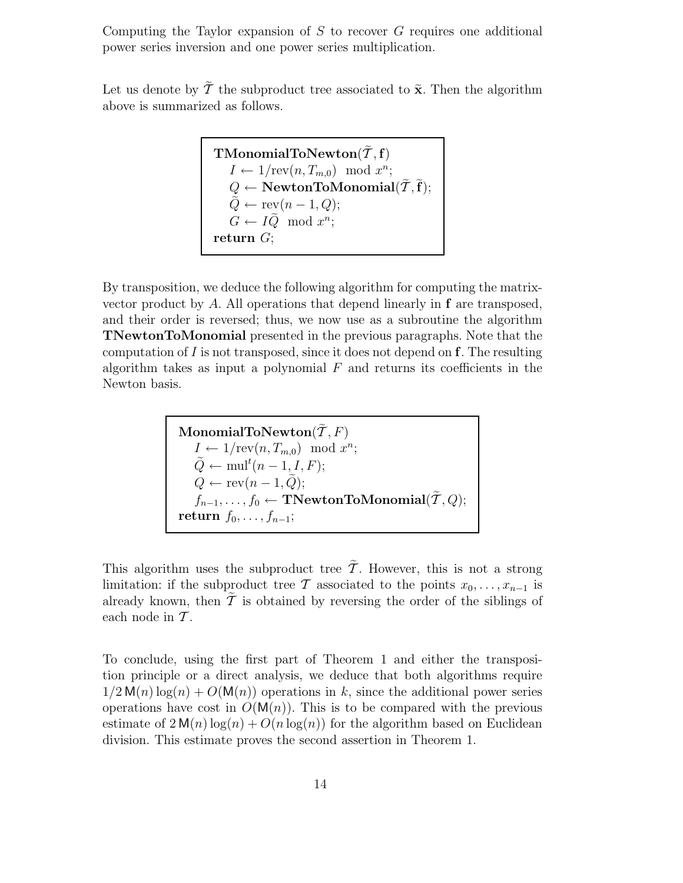Computing the Taylor expansion of $S$ to recover $G$ requires one additional power series inversion and one power series multiplication.

Let us denote by $\widetilde{\mathcal{T}}$ the subproduct tree associated to $\tilde{\mathbf{x}}$. Then the algorithm above is summarized as follows.

```
TMonomialToNewton(T̃, f)
   I ← 1/rev(n, T_{m,0})  mod x^n;
   Q ← NewtonToMonomial(T̃, f̃);
   Q̃ ← rev(n − 1, Q);
   G ← I Q̃  mod x^n;
return G;
```

By transposition, we deduce the following algorithm for computing the matrix-vector product by $A$. All operations that depend linearly in $\mathbf{f}$ are transposed, and their order is reversed; thus, we now use as a subroutine the algorithm **TNewtonToMonomial** presented in the previous paragraphs. Note that the computation of $I$ is not transposed, since it does not depend on $\mathbf{f}$. The resulting algorithm takes as input a polynomial $F$ and returns its coefficients in the Newton basis.

```
MonomialToNewton(T̃, F)
   I ← 1/rev(n, T_{m,0})  mod x^n;
   Q̃ ← mul^t(n − 1, I, F);
   Q ← rev(n − 1, Q̃);
   f_{n−1}, ..., f_0 ← TNewtonToMonomial(T̃, Q);
return f_0, ..., f_{n−1};
```

This algorithm uses the subproduct tree $\widetilde{\mathcal{T}}$. However, this is not a strong limitation: if the subproduct tree $\mathcal{T}$ associated to the points $x_0, \ldots, x_{n-1}$ is already known, then $\widetilde{\mathcal{T}}$ is obtained by reversing the order of the siblings of each node in $\mathcal{T}$.

To conclude, using the first part of Theorem 1 and either the transposition principle or a direct analysis, we deduce that both algorithms require $1/2\,\mathsf{M}(n)\log(n) + O(\mathsf{M}(n))$ operations in $k$, since the additional power series operations have cost in $O(\mathsf{M}(n))$. This is to be compared with the previous estimate of $2\,\mathsf{M}(n)\log(n) + O(n\log(n))$ for the algorithm based on Euclidean division. This estimate proves the second assertion in Theorem 1.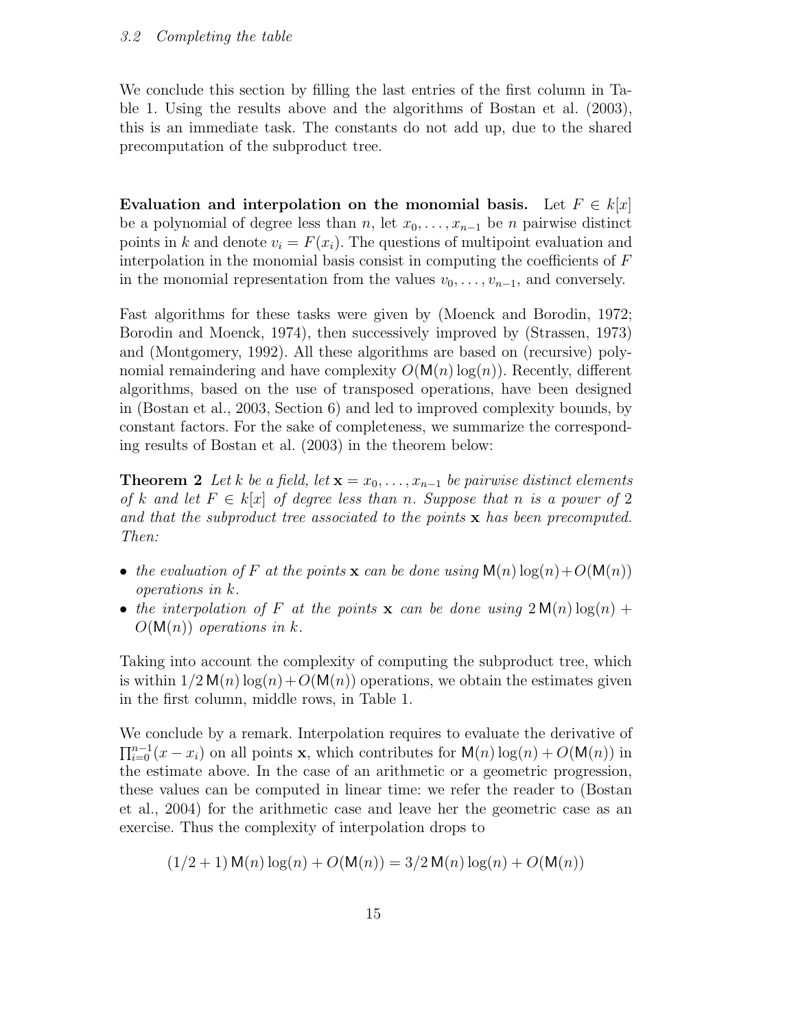### *3.2 Completing the table*

We conclude this section by filling the last entries of the first column in Table 1. Using the results above and the algorithms of Bostan et al. (2003), this is an immediate task. The constants do not add up, due to the shared precomputation of the subproduct tree.

**Evaluation and interpolation on the monomial basis.** Let $F \in k[x]$ be a polynomial of degree less than $n$, let $x_0, \ldots, x_{n-1}$ be $n$ pairwise distinct points in $k$ and denote $v_i = F(x_i)$. The questions of multipoint evaluation and interpolation in the monomial basis consist in computing the coefficients of $F$ in the monomial representation from the values $v_0, \ldots, v_{n-1}$, and conversely.

Fast algorithms for these tasks were given by (Moenck and Borodin, 1972; Borodin and Moenck, 1974), then successively improved by (Strassen, 1973) and (Montgomery, 1992). All these algorithms are based on (recursive) polynomial remaindering and have complexity $O(\mathsf{M}(n)\log(n))$. Recently, different algorithms, based on the use of transposed operations, have been designed in (Bostan et al., 2003, Section 6) and led to improved complexity bounds, by constant factors. For the sake of completeness, we summarize the corresponding results of Bostan et al. (2003) in the theorem below:

**Theorem 2** *Let $k$ be a field, let $\mathbf{x} = x_0, \ldots, x_{n-1}$ be pairwise distinct elements of $k$ and let $F \in k[x]$ of degree less than $n$. Suppose that $n$ is a power of 2 and that the subproduct tree associated to the points $\mathbf{x}$ has been precomputed. Then:*

- *the evaluation of $F$ at the points $\mathbf{x}$ can be done using $\mathsf{M}(n)\log(n) + O(\mathsf{M}(n))$ operations in $k$.*
- *the interpolation of $F$ at the points $\mathbf{x}$ can be done using $2\,\mathsf{M}(n)\log(n) + O(\mathsf{M}(n))$ operations in $k$.*

Taking into account the complexity of computing the subproduct tree, which is within $1/2\,\mathsf{M}(n)\log(n) + O(\mathsf{M}(n))$ operations, we obtain the estimates given in the first column, middle rows, in Table 1.

We conclude by a remark. Interpolation requires to evaluate the derivative of $\prod_{i=0}^{n-1}(x - x_i)$ on all points $\mathbf{x}$, which contributes for $\mathsf{M}(n)\log(n) + O(\mathsf{M}(n))$ in the estimate above. In the case of an arithmetic or a geometric progression, these values can be computed in linear time: we refer the reader to (Bostan et al., 2004) for the arithmetic case and leave her the geometric case as an exercise. Thus the complexity of interpolation drops to

$$(1/2 + 1)\,\mathsf{M}(n)\log(n) + O(\mathsf{M}(n)) = 3/2\,\mathsf{M}(n)\log(n) + O(\mathsf{M}(n))$$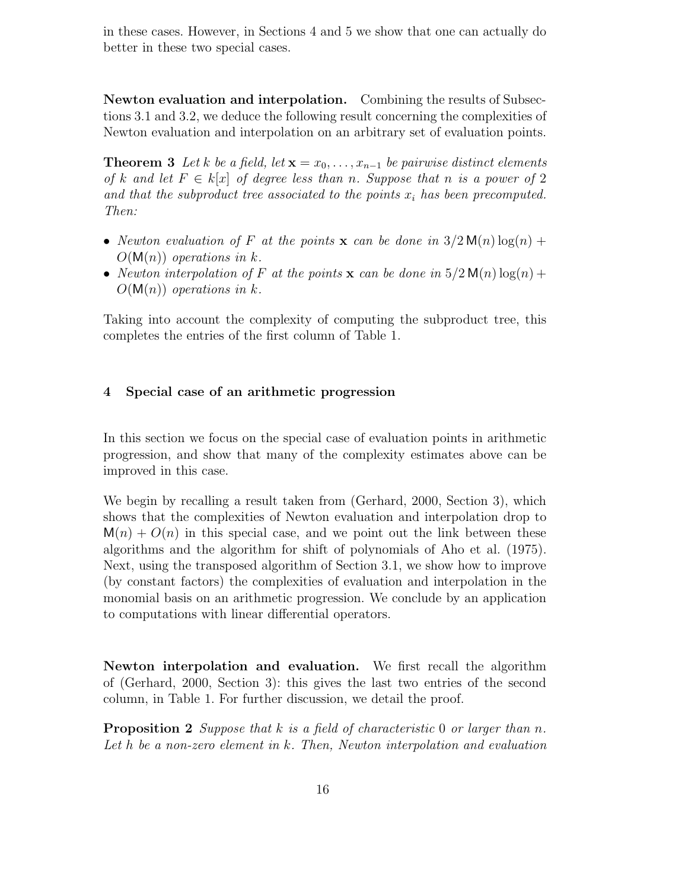in these cases. However, in Sections 4 and 5 we show that one can actually do better in these two special cases.

**Newton evaluation and interpolation.** Combining the results of Subsections 3.1 and 3.2, we deduce the following result concerning the complexities of Newton evaluation and interpolation on an arbitrary set of evaluation points.

**Theorem 3** *Let $k$ be a field, let $\mathbf{x} = x_0, \ldots, x_{n-1}$ be pairwise distinct elements of $k$ and let $F \in k[x]$ of degree less than $n$. Suppose that $n$ is a power of 2 and that the subproduct tree associated to the points $x_i$ has been precomputed. Then:*

- *Newton evaluation of $F$ at the points $\mathbf{x}$ can be done in $3/2\,\mathsf{M}(n)\log(n) + O(\mathsf{M}(n))$ operations in $k$.*
- *Newton interpolation of $F$ at the points $\mathbf{x}$ can be done in $5/2\,\mathsf{M}(n)\log(n) + O(\mathsf{M}(n))$ operations in $k$.*

Taking into account the complexity of computing the subproduct tree, this completes the entries of the first column of Table 1.

## 4 Special case of an arithmetic progression

In this section we focus on the special case of evaluation points in arithmetic progression, and show that many of the complexity estimates above can be improved in this case.

We begin by recalling a result taken from (Gerhard, 2000, Section 3), which shows that the complexities of Newton evaluation and interpolation drop to $\mathsf{M}(n) + O(n)$ in this special case, and we point out the link between these algorithms and the algorithm for shift of polynomials of Aho et al. (1975). Next, using the transposed algorithm of Section 3.1, we show how to improve (by constant factors) the complexities of evaluation and interpolation in the monomial basis on an arithmetic progression. We conclude by an application to computations with linear differential operators.

**Newton interpolation and evaluation.** We first recall the algorithm of (Gerhard, 2000, Section 3): this gives the last two entries of the second column, in Table 1. For further discussion, we detail the proof.

**Proposition 2** *Suppose that $k$ is a field of characteristic 0 or larger than $n$. Let $h$ be a non-zero element in $k$. Then, Newton interpolation and evaluation*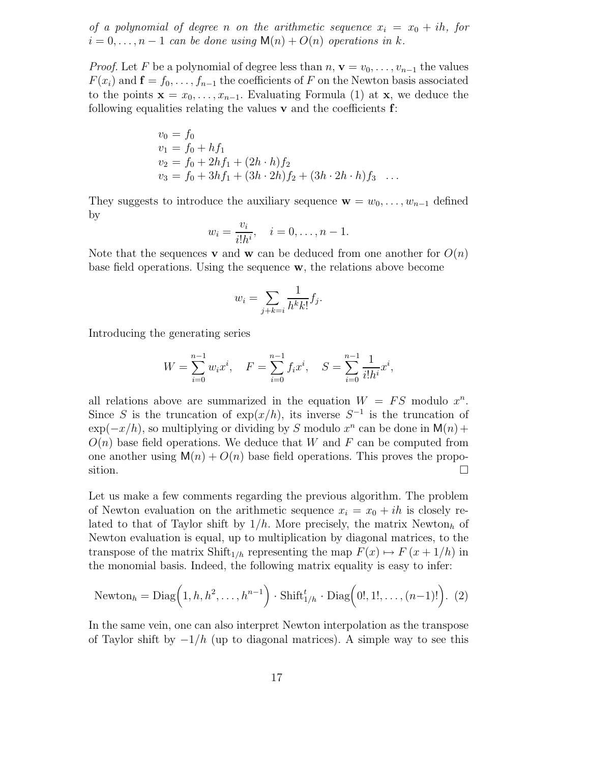*of a polynomial of degree $n$ on the arithmetic sequence $x_i = x_0 + ih$, for $i = 0, \ldots, n-1$ can be done using $\mathsf{M}(n) + O(n)$ operations in $k$.*

*Proof.* Let $F$ be a polynomial of degree less than $n$, $\mathbf{v} = v_0, \ldots, v_{n-1}$ the values $F(x_i)$ and $\mathbf{f} = f_0, \ldots, f_{n-1}$ the coefficients of $F$ on the Newton basis associated to the points $\mathbf{x} = x_0, \ldots, x_{n-1}$. Evaluating Formula (1) at $\mathbf{x}$, we deduce the following equalities relating the values $\mathbf{v}$ and the coefficients $\mathbf{f}$:

$$
\begin{aligned}
v_0 &= f_0 \\
v_1 &= f_0 + hf_1 \\
v_2 &= f_0 + 2hf_1 + (2h \cdot h)f_2 \\
v_3 &= f_0 + 3hf_1 + (3h \cdot 2h)f_2 + (3h \cdot 2h \cdot h)f_3 \quad \ldots
\end{aligned}
$$

They suggests to introduce the auxiliary sequence $\mathbf{w} = w_0, \ldots, w_{n-1}$ defined by

$$w_i = \frac{v_i}{i!h^i}, \quad i = 0, \ldots, n-1.$$

Note that the sequences $\mathbf{v}$ and $\mathbf{w}$ can be deduced from one another for $O(n)$ base field operations. Using the sequence $\mathbf{w}$, the relations above become

$$w_i = \sum_{j+k=i} \frac{1}{h^k k!} f_j.$$

Introducing the generating series

$$W = \sum_{i=0}^{n-1} w_i x^i, \quad F = \sum_{i=0}^{n-1} f_i x^i, \quad S = \sum_{i=0}^{n-1} \frac{1}{i!h^i} x^i,$$

all relations above are summarized in the equation $W = FS$ modulo $x^n$. Since $S$ is the truncation of $\exp(x/h)$, its inverse $S^{-1}$ is the truncation of $\exp(-x/h)$, so multiplying or dividing by $S$ modulo $x^n$ can be done in $\mathsf{M}(n) + O(n)$ base field operations. We deduce that $W$ and $F$ can be computed from one another using $\mathsf{M}(n) + O(n)$ base field operations. This proves the proposition. $\square$

Let us make a few comments regarding the previous algorithm. The problem of Newton evaluation on the arithmetic sequence $x_i = x_0 + ih$ is closely related to that of Taylor shift by $1/h$. More precisely, the matrix $\mathrm{Newton}_h$ of Newton evaluation is equal, up to multiplication by diagonal matrices, to the transpose of the matrix $\mathrm{Shift}_{1/h}$ representing the map $F(x) \mapsto F(x + 1/h)$ in the monomial basis. Indeed, the following matrix equality is easy to infer:

$$\mathrm{Newton}_h = \mathrm{Diag}\Big(1, h, h^2, \ldots, h^{n-1}\Big) \cdot \mathrm{Shift}_{1/h}^t \cdot \mathrm{Diag}\Big(0!, 1!, \ldots, (n-1)!\Big). \quad (2)$$

In the same vein, one can also interpret Newton interpolation as the transpose of Taylor shift by $-1/h$ (up to diagonal matrices). A simple way to see this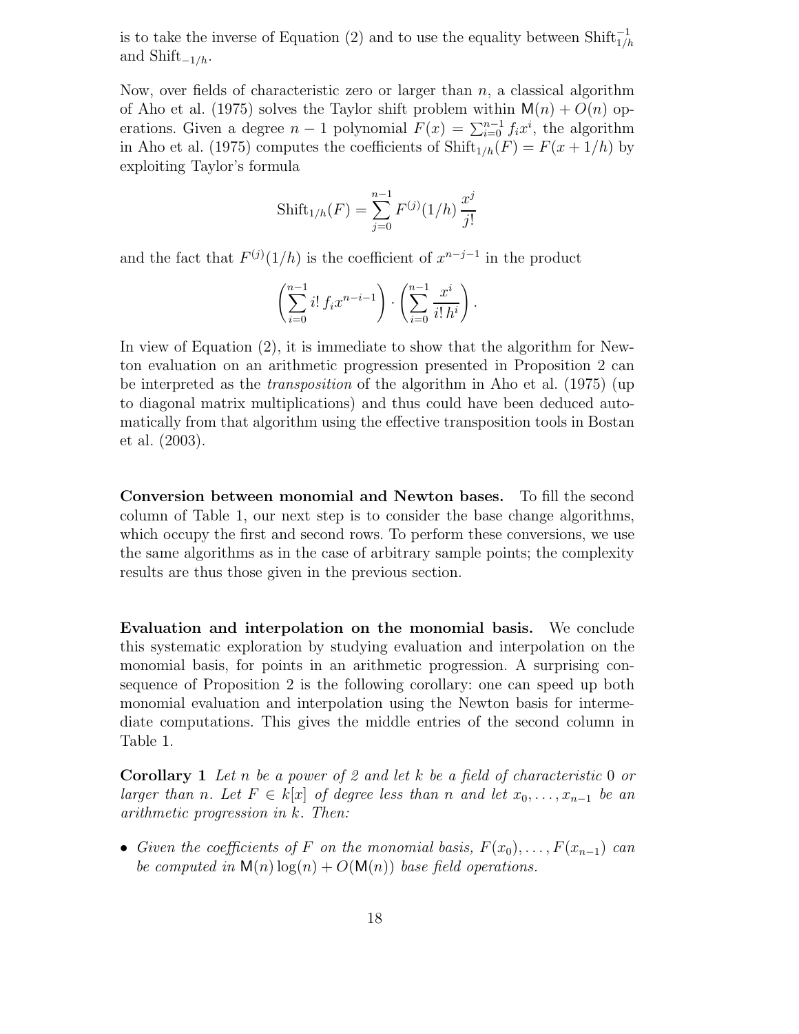is to take the inverse of Equation (2) and to use the equality between $\mathrm{Shift}_{1/h}^{-1}$ and $\mathrm{Shift}_{-1/h}$.

Now, over fields of characteristic zero or larger than $n$, a classical algorithm of Aho et al. (1975) solves the Taylor shift problem within $\mathsf{M}(n) + O(n)$ operations. Given a degree $n-1$ polynomial $F(x) = \sum_{i=0}^{n-1} f_i x^i$, the algorithm in Aho et al. (1975) computes the coefficients of $\mathrm{Shift}_{1/h}(F) = F(x + 1/h)$ by exploiting Taylor's formula

$$\mathrm{Shift}_{1/h}(F) = \sum_{j=0}^{n-1} F^{(j)}(1/h) \, \frac{x^j}{j!}$$

and the fact that $F^{(j)}(1/h)$ is the coefficient of $x^{n-j-1}$ in the product

$$\left( \sum_{i=0}^{n-1} i! \, f_i x^{n-i-1} \right) \cdot \left( \sum_{i=0}^{n-1} \frac{x^i}{i! \, h^i} \right).$$

In view of Equation (2), it is immediate to show that the algorithm for Newton evaluation on an arithmetic progression presented in Proposition 2 can be interpreted as the *transposition* of the algorithm in Aho et al. (1975) (up to diagonal matrix multiplications) and thus could have been deduced automatically from that algorithm using the effective transposition tools in Bostan et al. (2003).

**Conversion between monomial and Newton bases.** To fill the second column of Table 1, our next step is to consider the base change algorithms, which occupy the first and second rows. To perform these conversions, we use the same algorithms as in the case of arbitrary sample points; the complexity results are thus those given in the previous section.

**Evaluation and interpolation on the monomial basis.** We conclude this systematic exploration by studying evaluation and interpolation on the monomial basis, for points in an arithmetic progression. A surprising consequence of Proposition 2 is the following corollary: one can speed up both monomial evaluation and interpolation using the Newton basis for intermediate computations. This gives the middle entries of the second column in Table 1.

**Corollary 1** *Let $n$ be a power of 2 and let $k$ be a field of characteristic 0 or larger than $n$. Let $F \in k[x]$ of degree less than $n$ and let $x_0, \dots, x_{n-1}$ be an arithmetic progression in $k$. Then:*

- *Given the coefficients of $F$ on the monomial basis, $F(x_0), \dots, F(x_{n-1})$ can be computed in $\mathsf{M}(n) \log(n) + O(\mathsf{M}(n))$ base field operations.*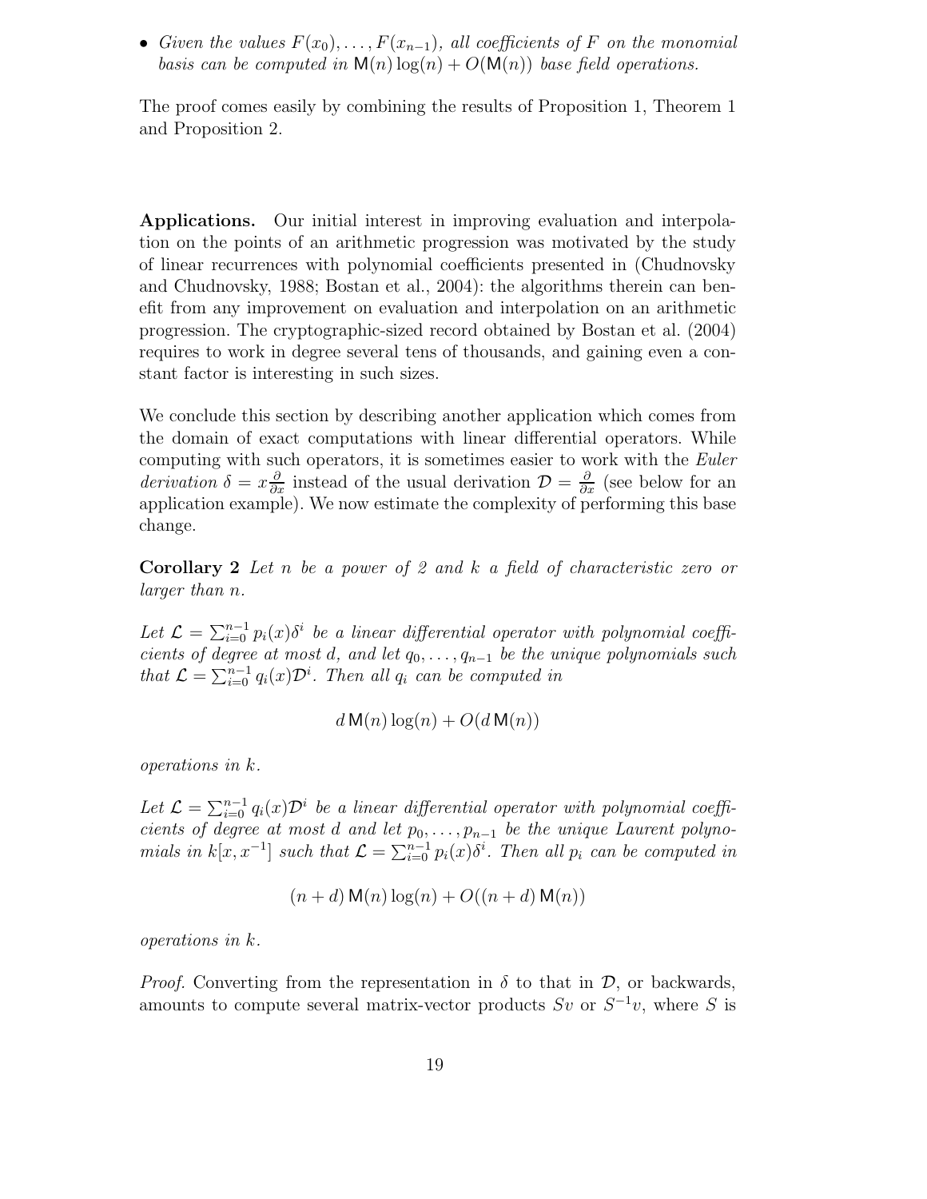- *Given the values $F(x_0), \ldots, F(x_{n-1})$, all coefficients of $F$ on the monomial basis can be computed in $\mathsf{M}(n)\log(n) + O(\mathsf{M}(n))$ base field operations.*

The proof comes easily by combining the results of Proposition 1, Theorem 1 and Proposition 2.

**Applications.** Our initial interest in improving evaluation and interpolation on the points of an arithmetic progression was motivated by the study of linear recurrences with polynomial coefficients presented in (Chudnovsky and Chudnovsky, 1988; Bostan et al., 2004): the algorithms therein can benefit from any improvement on evaluation and interpolation on an arithmetic progression. The cryptographic-sized record obtained by Bostan et al. (2004) requires to work in degree several tens of thousands, and gaining even a constant factor is interesting in such sizes.

We conclude this section by describing another application which comes from the domain of exact computations with linear differential operators. While computing with such operators, it is sometimes easier to work with the *Euler derivation* $\delta = x\frac{\partial}{\partial x}$ instead of the usual derivation $\mathcal{D} = \frac{\partial}{\partial x}$ (see below for an application example). We now estimate the complexity of performing this base change.

**Corollary 2** *Let $n$ be a power of 2 and $k$ a field of characteristic zero or larger than $n$.*

*Let $\mathcal{L} = \sum_{i=0}^{n-1} p_i(x)\delta^i$ be a linear differential operator with polynomial coefficients of degree at most $d$, and let $q_0, \ldots, q_{n-1}$ be the unique polynomials such that $\mathcal{L} = \sum_{i=0}^{n-1} q_i(x)\mathcal{D}^i$. Then all $q_i$ can be computed in*

$$d\,\mathsf{M}(n)\log(n) + O(d\,\mathsf{M}(n))$$

*operations in $k$.*

*Let $\mathcal{L} = \sum_{i=0}^{n-1} q_i(x)\mathcal{D}^i$ be a linear differential operator with polynomial coefficients of degree at most $d$ and let $p_0, \ldots, p_{n-1}$ be the unique Laurent polynomials in $k[x, x^{-1}]$ such that $\mathcal{L} = \sum_{i=0}^{n-1} p_i(x)\delta^i$. Then all $p_i$ can be computed in*

$$(n+d)\,\mathsf{M}(n)\log(n) + O((n+d)\,\mathsf{M}(n))$$

*operations in $k$.*

*Proof.* Converting from the representation in $\delta$ to that in $\mathcal{D}$, or backwards, amounts to compute several matrix-vector products $Sv$ or $S^{-1}v$, where $S$ is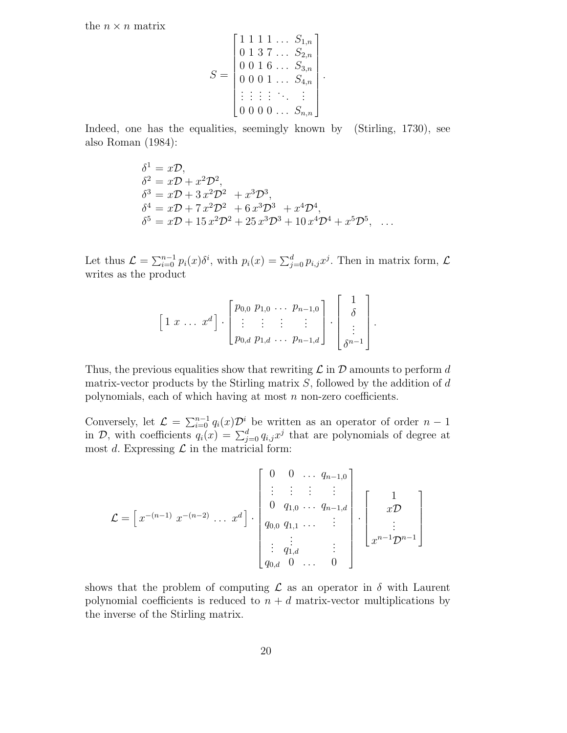the $n \times n$ matrix

$$S = \begin{bmatrix} 1 \; 1 \; 1 \; 1 \; \dots \; S_{1,n} \\ 0 \; 1 \; 3 \; 7 \; \dots \; S_{2,n} \\ 0 \; 0 \; 1 \; 6 \; \dots \; S_{3,n} \\ 0 \; 0 \; 0 \; 1 \; \dots \; S_{4,n} \\ \vdots \; \vdots \; \vdots \; \vdots \; \ddots \; \vdots \\ 0 \; 0 \; 0 \; 0 \; \dots \; S_{n,n} \end{bmatrix}.$$

Indeed, one has the equalities, seemingly known by (Stirling, 1730), see also Roman (1984):

$$\begin{aligned}
\delta^1 &= x\mathcal{D}, \\
\delta^2 &= x\mathcal{D} + x^2\mathcal{D}^2, \\
\delta^3 &= x\mathcal{D} + 3\,x^2\mathcal{D}^2 \;\; + x^3\mathcal{D}^3, \\
\delta^4 &= x\mathcal{D} + 7\,x^2\mathcal{D}^2 \;\; + 6\,x^3\mathcal{D}^3 \;\; + x^4\mathcal{D}^4, \\
\delta^5 &= x\mathcal{D} + 15\,x^2\mathcal{D}^2 + 25\,x^3\mathcal{D}^3 + 10\,x^4\mathcal{D}^4 + x^5\mathcal{D}^5, \quad \dots
\end{aligned}$$

Let thus $\mathcal{L} = \sum_{i=0}^{n-1} p_i(x)\delta^i$, with $p_i(x) = \sum_{j=0}^{d} p_{i,j}x^j$. Then in matrix form, $\mathcal{L}$ writes as the product

$$\begin{bmatrix} 1 \; x \; \dots \; x^d \end{bmatrix} \cdot \begin{bmatrix} p_{0,0} & p_{1,0} & \cdots & p_{n-1,0} \\ \vdots & \vdots & \vdots & \vdots \\ p_{0,d} & p_{1,d} & \cdots & p_{n-1,d} \end{bmatrix} \cdot \begin{bmatrix} 1 \\ \delta \\ \vdots \\ \delta^{n-1} \end{bmatrix}.$$

Thus, the previous equalities show that rewriting $\mathcal{L}$ in $\mathcal{D}$ amounts to perform $d$ matrix-vector products by the Stirling matrix $S$, followed by the addition of $d$ polynomials, each of which having at most $n$ non-zero coefficients.

Conversely, let $\mathcal{L} = \sum_{i=0}^{n-1} q_i(x)\mathcal{D}^i$ be written as an operator of order $n-1$ in $\mathcal{D}$, with coefficients $q_i(x) = \sum_{j=0}^{d} q_{i,j}x^j$ that are polynomials of degree at most $d$. Expressing $\mathcal{L}$ in the matricial form:

$$\mathcal{L} = \begin{bmatrix} x^{-(n-1)} \; x^{-(n-2)} \; \dots \; x^d \end{bmatrix} \cdot \begin{bmatrix} 0 & 0 & \dots & q_{n-1,0} \\ \vdots & \vdots & \vdots & \vdots \\ 0 & q_{1,0} & \dots & q_{n-1,d} \\ q_{0,0} & q_{1,1} & \dots & \vdots \\ \vdots & \vdots & & \vdots \\ & q_{1,d} & & \\ q_{0,d} & 0 & \dots & 0 \end{bmatrix} \cdot \begin{bmatrix} 1 \\ x\mathcal{D} \\ \vdots \\ x^{n-1}\mathcal{D}^{n-1} \end{bmatrix}$$

shows that the problem of computing $\mathcal{L}$ as an operator in $\delta$ with Laurent polynomial coefficients is reduced to $n + d$ matrix-vector multiplications by the inverse of the Stirling matrix.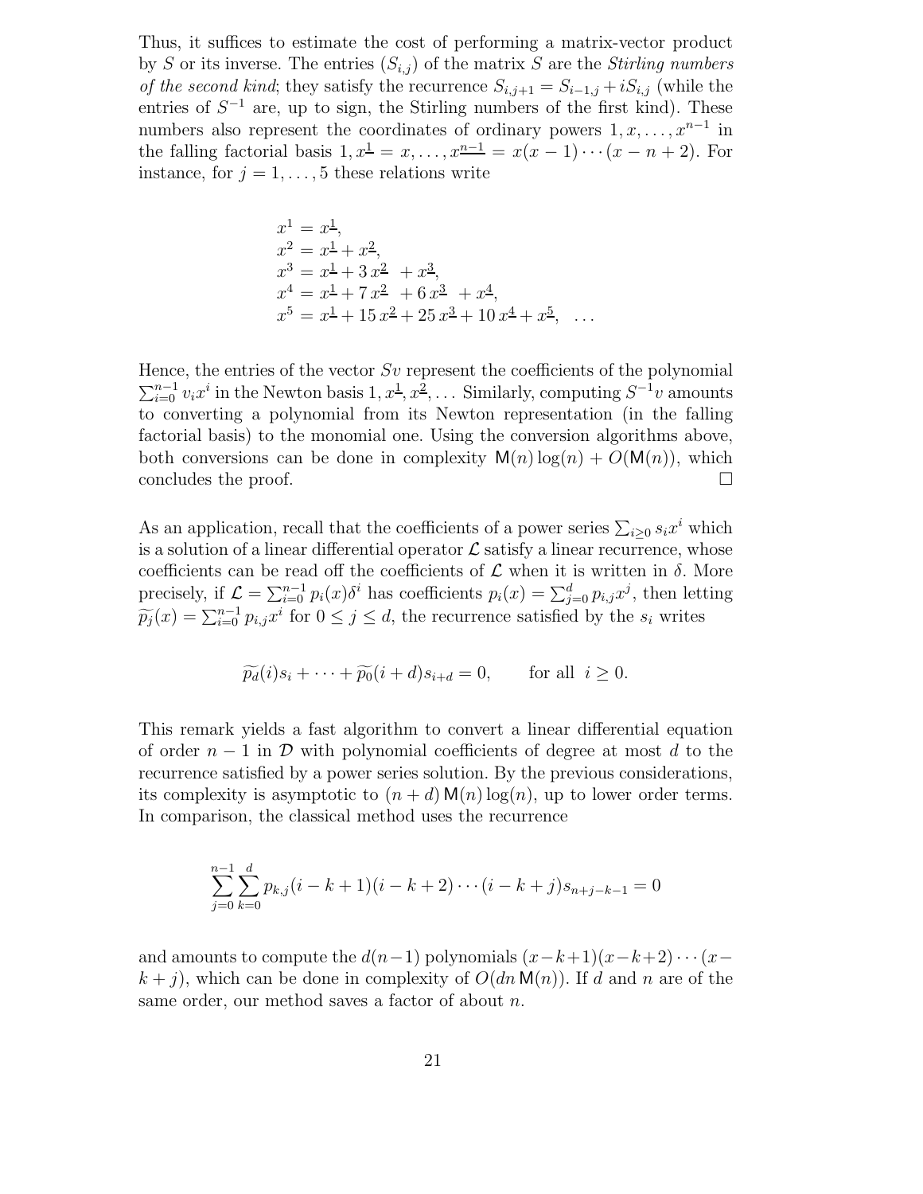Thus, it suffices to estimate the cost of performing a matrix-vector product by $S$ or its inverse. The entries $(S_{i,j})$ of the matrix $S$ are the *Stirling numbers of the second kind*; they satisfy the recurrence $S_{i,j+1} = S_{i-1,j} + iS_{i,j}$ (while the entries of $S^{-1}$ are, up to sign, the Stirling numbers of the first kind). These numbers also represent the coordinates of ordinary powers $1, x, \ldots, x^{n-1}$ in the falling factorial basis $1, x^{\underline{1}} = x, \ldots, x^{\underline{n-1}} = x(x-1)\cdots(x-n+2)$. For instance, for $j = 1, \ldots, 5$ these relations write

$$
\begin{aligned}
x^1 &= x^{\underline{1}},\\
x^2 &= x^{\underline{1}} + x^{\underline{2}},\\
x^3 &= x^{\underline{1}} + 3\,x^{\underline{2}} + x^{\underline{3}},\\
x^4 &= x^{\underline{1}} + 7\,x^{\underline{2}} + 6\,x^{\underline{3}} + x^{\underline{4}},\\
x^5 &= x^{\underline{1}} + 15\,x^{\underline{2}} + 25\,x^{\underline{3}} + 10\,x^{\underline{4}} + x^{\underline{5}}, \quad \ldots
\end{aligned}
$$

Hence, the entries of the vector $Sv$ represent the coefficients of the polynomial $\sum_{i=0}^{n-1} v_i x^i$ in the Newton basis $1, x^{\underline{1}}, x^{\underline{2}}, \ldots$ Similarly, computing $S^{-1}v$ amounts to converting a polynomial from its Newton representation (in the falling factorial basis) to the monomial one. Using the conversion algorithms above, both conversions can be done in complexity $\mathsf{M}(n)\log(n) + O(\mathsf{M}(n))$, which concludes the proof. $\square$

As an application, recall that the coefficients of a power series $\sum_{i\geq 0} s_i x^i$ which is a solution of a linear differential operator $\mathcal{L}$ satisfy a linear recurrence, whose coefficients can be read off the coefficients of $\mathcal{L}$ when it is written in $\delta$. More precisely, if $\mathcal{L} = \sum_{i=0}^{n-1} p_i(x)\delta^i$ has coefficients $p_i(x) = \sum_{j=0}^{d} p_{i,j}x^j$, then letting $\widetilde{p_j}(x) = \sum_{i=0}^{n-1} p_{i,j}x^i$ for $0 \leq j \leq d$, the recurrence satisfied by the $s_i$ writes

$$
\widetilde{p_d}(i)s_i + \cdots + \widetilde{p_0}(i+d)s_{i+d} = 0, \qquad \text{for all } \ i \geq 0.
$$

This remark yields a fast algorithm to convert a linear differential equation of order $n-1$ in $\mathcal{D}$ with polynomial coefficients of degree at most $d$ to the recurrence satisfied by a power series solution. By the previous considerations, its complexity is asymptotic to $(n+d)\,\mathsf{M}(n)\log(n)$, up to lower order terms. In comparison, the classical method uses the recurrence

$$
\sum_{j=0}^{n-1}\sum_{k=0}^{d} p_{k,j}(i-k+1)(i-k+2)\cdots(i-k+j)s_{n+j-k-1} = 0
$$

and amounts to compute the $d(n-1)$ polynomials $(x-k+1)(x-k+2)\cdots(x-k+j)$, which can be done in complexity of $O(dn\,\mathsf{M}(n))$. If $d$ and $n$ are of the same order, our method saves a factor of about $n$.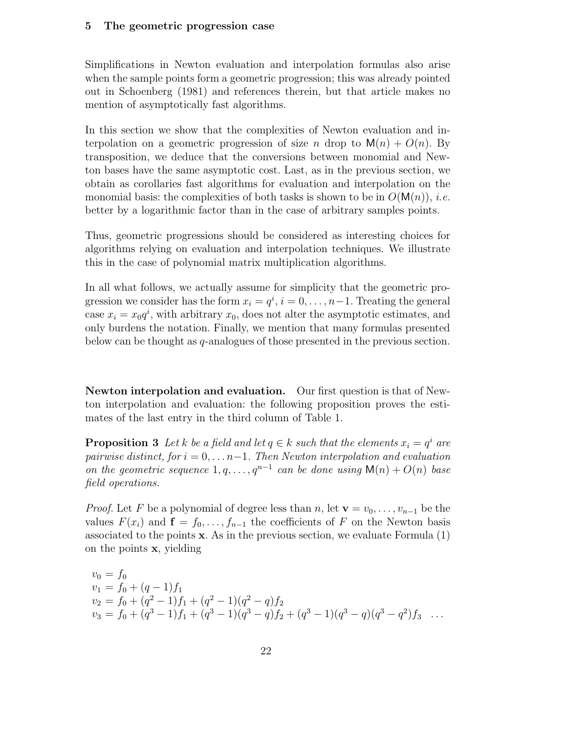## 5 The geometric progression case

Simplifications in Newton evaluation and interpolation formulas also arise when the sample points form a geometric progression; this was already pointed out in Schoenberg (1981) and references therein, but that article makes no mention of asymptotically fast algorithms.

In this section we show that the complexities of Newton evaluation and interpolation on a geometric progression of size $n$ drop to $\mathsf{M}(n) + O(n)$. By transposition, we deduce that the conversions between monomial and Newton bases have the same asymptotic cost. Last, as in the previous section, we obtain as corollaries fast algorithms for evaluation and interpolation on the monomial basis: the complexities of both tasks is shown to be in $O(\mathsf{M}(n))$, *i.e.* better by a logarithmic factor than in the case of arbitrary samples points.

Thus, geometric progressions should be considered as interesting choices for algorithms relying on evaluation and interpolation techniques. We illustrate this in the case of polynomial matrix multiplication algorithms.

In all what follows, we actually assume for simplicity that the geometric progression we consider has the form $x_i = q^i$, $i = 0, \ldots, n-1$. Treating the general case $x_i = x_0 q^i$, with arbitrary $x_0$, does not alter the asymptotic estimates, and only burdens the notation. Finally, we mention that many formulas presented below can be thought as $q$-analogues of those presented in the previous section.

**Newton interpolation and evaluation.** Our first question is that of Newton interpolation and evaluation: the following proposition proves the estimates of the last entry in the third column of Table 1.

**Proposition 3** *Let $k$ be a field and let $q \in k$ such that the elements $x_i = q^i$ are pairwise distinct, for $i = 0, \ldots n-1$. Then Newton interpolation and evaluation on the geometric sequence $1, q, \ldots, q^{n-1}$ can be done using $\mathsf{M}(n) + O(n)$ base field operations.*

*Proof.* Let $F$ be a polynomial of degree less than $n$, let $\mathbf{v} = v_0, \ldots, v_{n-1}$ be the values $F(x_i)$ and $\mathbf{f} = f_0, \ldots, f_{n-1}$ the coefficients of $F$ on the Newton basis associated to the points $\mathbf{x}$. As in the previous section, we evaluate Formula (1) on the points $\mathbf{x}$, yielding

$$
\begin{aligned}
v_0 &= f_0 \\
v_1 &= f_0 + (q-1)f_1 \\
v_2 &= f_0 + (q^2-1)f_1 + (q^2-1)(q^2-q)f_2 \\
v_3 &= f_0 + (q^3-1)f_1 + (q^3-1)(q^3-q)f_2 + (q^3-1)(q^3-q)(q^3-q^2)f_3 \quad \ldots
\end{aligned}
$$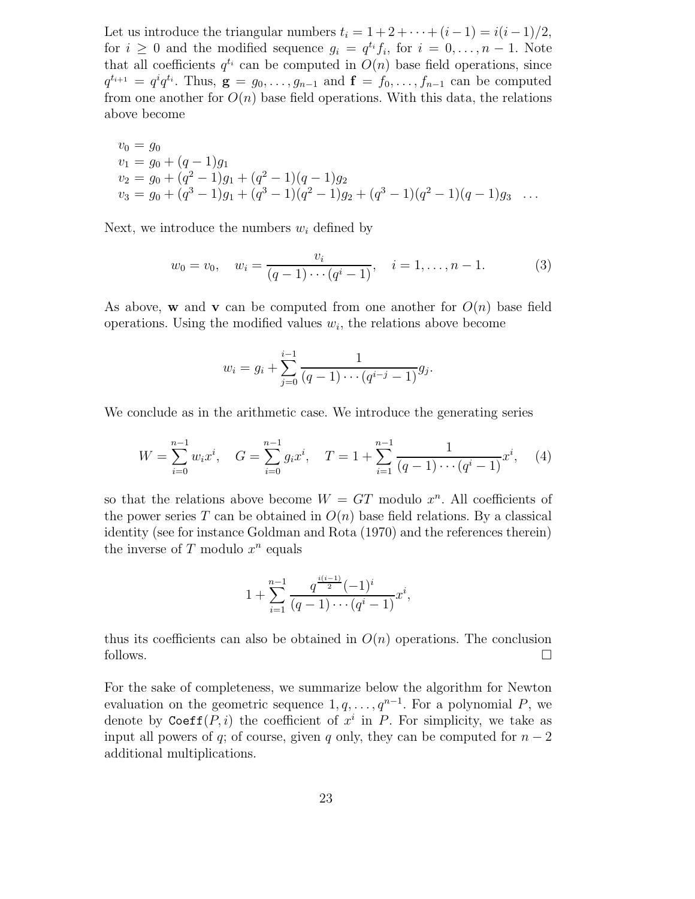Let us introduce the triangular numbers $t_i = 1 + 2 + \cdots + (i-1) = i(i-1)/2$, for $i \geq 0$ and the modified sequence $g_i = q^{t_i} f_i$, for $i = 0, \ldots, n-1$. Note that all coefficients $q^{t_i}$ can be computed in $O(n)$ base field operations, since $q^{t_{i+1}} = q^i q^{t_i}$. Thus, $\mathbf{g} = g_0, \ldots, g_{n-1}$ and $\mathbf{f} = f_0, \ldots, f_{n-1}$ can be computed from one another for $O(n)$ base field operations. With this data, the relations above become

$$
\begin{aligned}
&v_0 = g_0\\
&v_1 = g_0 + (q-1)g_1\\
&v_2 = g_0 + (q^2-1)g_1 + (q^2-1)(q-1)g_2\\
&v_3 = g_0 + (q^3-1)g_1 + (q^3-1)(q^2-1)g_2 + (q^3-1)(q^2-1)(q-1)g_3 \quad \ldots
\end{aligned}
$$

Next, we introduce the numbers $w_i$ defined by

$$
w_0 = v_0, \quad w_i = \frac{v_i}{(q-1)\cdots(q^i-1)}, \quad i = 1, \ldots, n-1. \tag{3}
$$

As above, $\mathbf{w}$ and $\mathbf{v}$ can be computed from one another for $O(n)$ base field operations. Using the modified values $w_i$, the relations above become

$$
w_i = g_i + \sum_{j=0}^{i-1} \frac{1}{(q-1)\cdots(q^{i-j}-1)} g_j.
$$

We conclude as in the arithmetic case. We introduce the generating series

$$
W = \sum_{i=0}^{n-1} w_i x^i, \quad G = \sum_{i=0}^{n-1} g_i x^i, \quad T = 1 + \sum_{i=1}^{n-1} \frac{1}{(q-1)\cdots(q^i-1)} x^i, \tag{4}
$$

so that the relations above become $W = GT$ modulo $x^n$. All coefficients of the power series $T$ can be obtained in $O(n)$ base field relations. By a classical identity (see for instance Goldman and Rota (1970) and the references therein) the inverse of $T$ modulo $x^n$ equals

$$
1 + \sum_{i=1}^{n-1} \frac{q^{\frac{i(i-1)}{2}}(-1)^i}{(q-1)\cdots(q^i-1)} x^i,
$$

thus its coefficients can also be obtained in $O(n)$ operations. The conclusion follows. $\square$

For the sake of completeness, we summarize below the algorithm for Newton evaluation on the geometric sequence $1, q, \ldots, q^{n-1}$. For a polynomial $P$, we denote by $\texttt{Coeff}(P, i)$ the coefficient of $x^i$ in $P$. For simplicity, we take as input all powers of $q$; of course, given $q$ only, they can be computed for $n-2$ additional multiplications.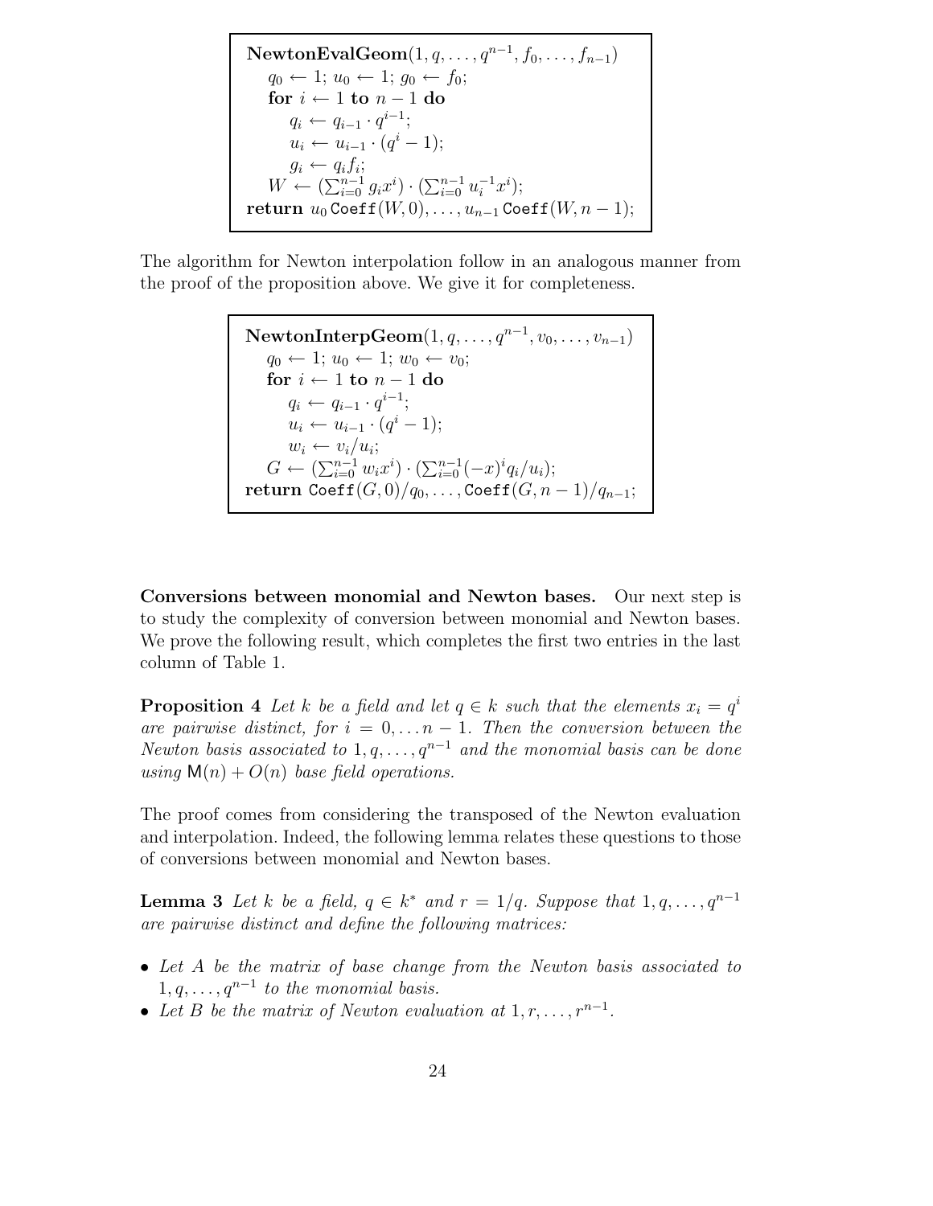```
NewtonEvalGeom(1, q, ..., q^{n-1}, f_0, ..., f_{n-1})
    q_0 ← 1; u_0 ← 1; g_0 ← f_0;
    for i ← 1 to n − 1 do
        q_i ← q_{i-1} · q^{i-1};
        u_i ← u_{i-1} · (q^i − 1);
        g_i ← q_i f_i;
    W ← (∑_{i=0}^{n-1} g_i x^i) · (∑_{i=0}^{n-1} u_i^{-1} x^i);
return u_0 Coeff(W, 0), ..., u_{n-1} Coeff(W, n − 1);
```

The algorithm for Newton interpolation follow in an analogous manner from the proof of the proposition above. We give it for completeness.

```
NewtonInterpGeom(1, q, ..., q^{n-1}, v_0, ..., v_{n-1})
    q_0 ← 1; u_0 ← 1; w_0 ← v_0;
    for i ← 1 to n − 1 do
        q_i ← q_{i-1} · q^{i-1};
        u_i ← u_{i-1} · (q^i − 1);
        w_i ← v_i/u_i;
    G ← (∑_{i=0}^{n-1} w_i x^i) · (∑_{i=0}^{n-1} (−x)^i q_i/u_i);
return Coeff(G, 0)/q_0, ..., Coeff(G, n − 1)/q_{n-1};
```

**Conversions between monomial and Newton bases.** Our next step is to study the complexity of conversion between monomial and Newton bases. We prove the following result, which completes the first two entries in the last column of Table 1.

**Proposition 4** *Let $k$ be a field and let $q \in k$ such that the elements $x_i = q^i$ are pairwise distinct, for $i = 0, \dots n-1$. Then the conversion between the Newton basis associated to $1, q, \dots, q^{n-1}$ and the monomial basis can be done using $\mathsf{M}(n) + O(n)$ base field operations.*

The proof comes from considering the transposed of the Newton evaluation and interpolation. Indeed, the following lemma relates these questions to those of conversions between monomial and Newton bases.

**Lemma 3** *Let $k$ be a field, $q \in k^*$ and $r = 1/q$. Suppose that $1, q, \dots, q^{n-1}$ are pairwise distinct and define the following matrices:*

- *Let $A$ be the matrix of base change from the Newton basis associated to $1, q, \dots, q^{n-1}$ to the monomial basis.*
- *Let $B$ be the matrix of Newton evaluation at $1, r, \dots, r^{n-1}$.*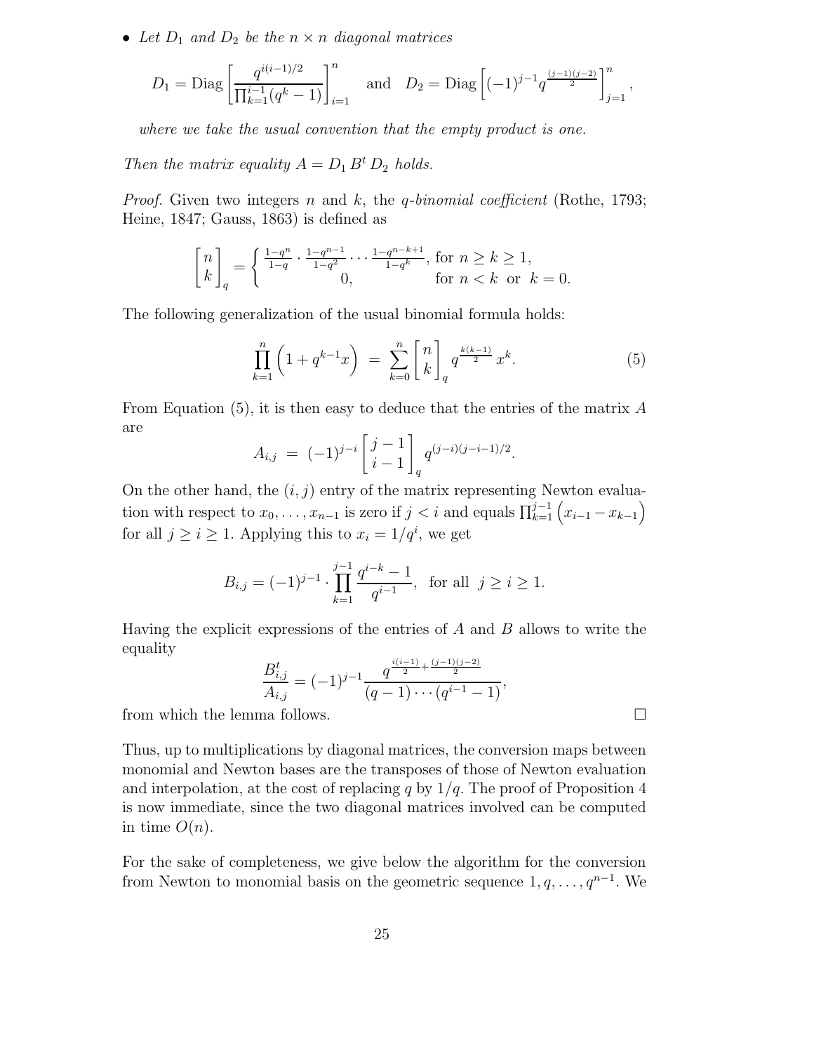- *Let $D_1$ and $D_2$ be the $n \times n$ diagonal matrices*

$$D_1 = \text{Diag}\left[\frac{q^{i(i-1)/2}}{\prod_{k=1}^{i-1}(q^k-1)}\right]_{i=1}^{n} \quad \text{and} \quad D_2 = \text{Diag}\left[(-1)^{j-1}q^{\frac{(j-1)(j-2)}{2}}\right]_{j=1}^{n},$$

*where we take the usual convention that the empty product is one.*

*Then the matrix equality $A = D_1\, B^t\, D_2$ holds.*

*Proof.* Given two integers $n$ and $k$, the *q-binomial coefficient* (Rothe, 1793; Heine, 1847; Gauss, 1863) is defined as

$$\begin{bmatrix} n \\ k \end{bmatrix}_q = \begin{cases} \frac{1-q^n}{1-q} \cdot \frac{1-q^{n-1}}{1-q^2} \cdots \frac{1-q^{n-k+1}}{1-q^k}, & \text{for } n \geq k \geq 1, \\ 0, & \text{for } n < k \text{ or } k = 0. \end{cases}$$

The following generalization of the usual binomial formula holds:

$$\prod_{k=1}^{n}\left(1 + q^{k-1}x\right) \;=\; \sum_{k=0}^{n} \begin{bmatrix} n \\ k \end{bmatrix}_q q^{\frac{k(k-1)}{2}}\, x^k. \tag{5}$$

From Equation (5), it is then easy to deduce that the entries of the matrix $A$ are

$$A_{i,j} \;=\; (-1)^{j-i} \begin{bmatrix} j-1 \\ i-1 \end{bmatrix}_q q^{(j-i)(j-i-1)/2}.$$

On the other hand, the $(i,j)$ entry of the matrix representing Newton evaluation with respect to $x_0, \ldots, x_{n-1}$ is zero if $j < i$ and equals $\prod_{k=1}^{j-1}\left(x_{i-1} - x_{k-1}\right)$ for all $j \geq i \geq 1$. Applying this to $x_i = 1/q^i$, we get

$$B_{i,j} = (-1)^{j-1} \cdot \prod_{k=1}^{j-1} \frac{q^{i-k}-1}{q^{i-1}}, \;\; \text{for all } \; j \geq i \geq 1.$$

Having the explicit expressions of the entries of $A$ and $B$ allows to write the equality

$$\frac{B^t_{i,j}}{A_{i,j}} = (-1)^{j-1} \frac{q^{\frac{i(i-1)}{2} + \frac{(j-1)(j-2)}{2}}}{(q-1)\cdots(q^{i-1}-1)},$$

from which the lemma follows. □

Thus, up to multiplications by diagonal matrices, the conversion maps between monomial and Newton bases are the transposes of those of Newton evaluation and interpolation, at the cost of replacing $q$ by $1/q$. The proof of Proposition 4 is now immediate, since the two diagonal matrices involved can be computed in time $O(n)$.

For the sake of completeness, we give below the algorithm for the conversion from Newton to monomial basis on the geometric sequence $1, q, \ldots, q^{n-1}$. We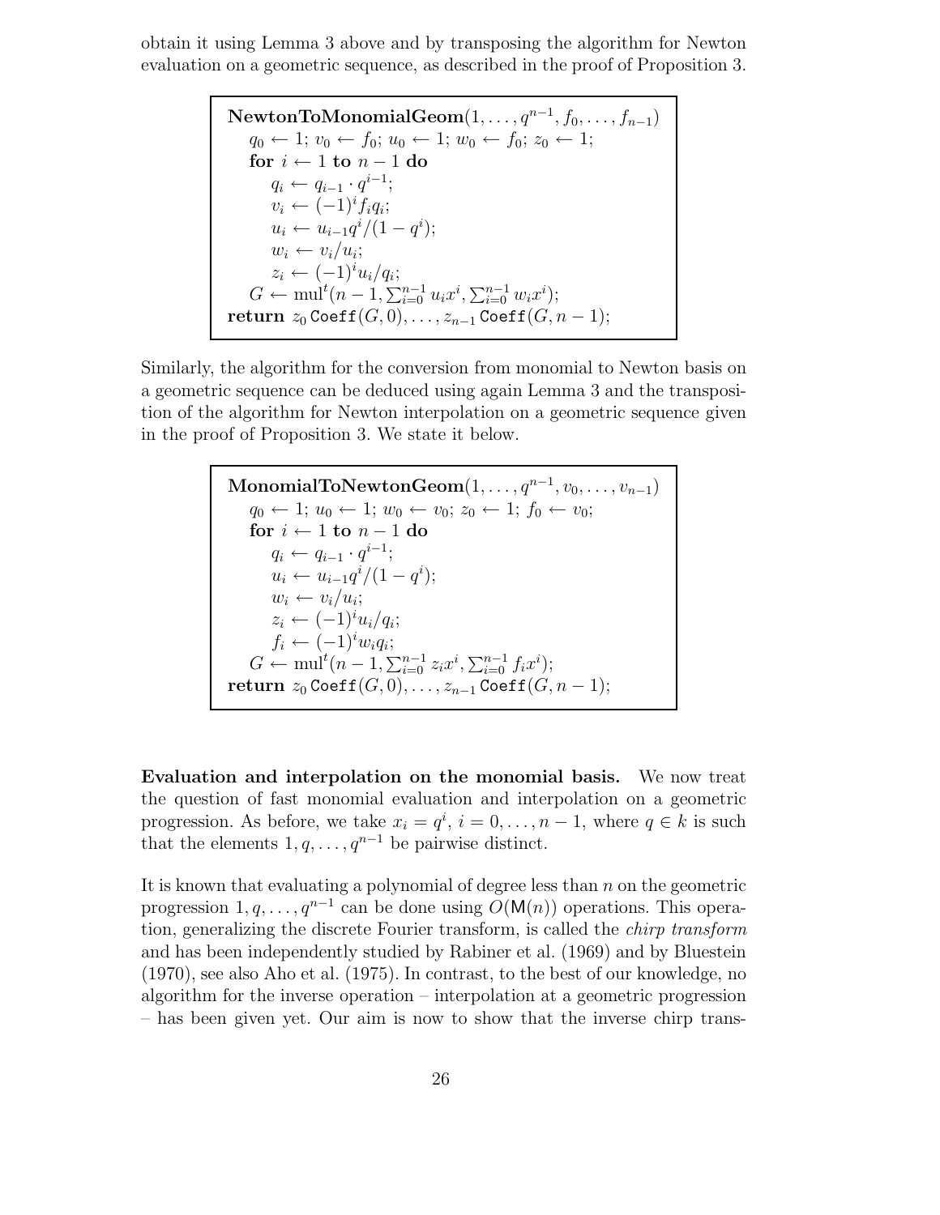obtain it using Lemma 3 above and by transposing the algorithm for Newton evaluation on a geometric sequence, as described in the proof of Proposition 3.

```
NewtonToMonomialGeom(1, ..., q^{n-1}, f_0, ..., f_{n-1})
    q_0 ← 1; v_0 ← f_0; u_0 ← 1; w_0 ← f_0; z_0 ← 1;
    for i ← 1 to n − 1 do
        q_i ← q_{i-1} · q^{i-1};
        v_i ← (−1)^i f_i q_i;
        u_i ← u_{i-1} q^i / (1 − q^i);
        w_i ← v_i / u_i;
        z_i ← (−1)^i u_i / q_i;
    G ← mul^t(n − 1, Σ_{i=0}^{n-1} u_i x^i, Σ_{i=0}^{n-1} w_i x^i);
return z_0 Coeff(G, 0), ..., z_{n-1} Coeff(G, n − 1);
```

Similarly, the algorithm for the conversion from monomial to Newton basis on a geometric sequence can be deduced using again Lemma 3 and the transposition of the algorithm for Newton interpolation on a geometric sequence given in the proof of Proposition 3. We state it below.

```
MonomialToNewtonGeom(1, ..., q^{n-1}, v_0, ..., v_{n-1})
    q_0 ← 1; u_0 ← 1; w_0 ← v_0; z_0 ← 1; f_0 ← v_0;
    for i ← 1 to n − 1 do
        q_i ← q_{i-1} · q^{i-1};
        u_i ← u_{i-1} q^i / (1 − q^i);
        w_i ← v_i / u_i;
        z_i ← (−1)^i u_i / q_i;
        f_i ← (−1)^i w_i q_i;
    G ← mul^t(n − 1, Σ_{i=0}^{n-1} z_i x^i, Σ_{i=0}^{n-1} f_i x^i);
return z_0 Coeff(G, 0), ..., z_{n-1} Coeff(G, n − 1);
```

**Evaluation and interpolation on the monomial basis.** We now treat the question of fast monomial evaluation and interpolation on a geometric progression. As before, we take $x_i = q^i$, $i = 0, \ldots, n-1$, where $q \in k$ is such that the elements $1, q, \ldots, q^{n-1}$ be pairwise distinct.

It is known that evaluating a polynomial of degree less than $n$ on the geometric progression $1, q, \ldots, q^{n-1}$ can be done using $O(\mathsf{M}(n))$ operations. This operation, generalizing the discrete Fourier transform, is called the *chirp transform* and has been independently studied by Rabiner et al. (1969) and by Bluestein (1970), see also Aho et al. (1975). In contrast, to the best of our knowledge, no algorithm for the inverse operation – interpolation at a geometric progression – has been given yet. Our aim is now to show that the inverse chirp trans-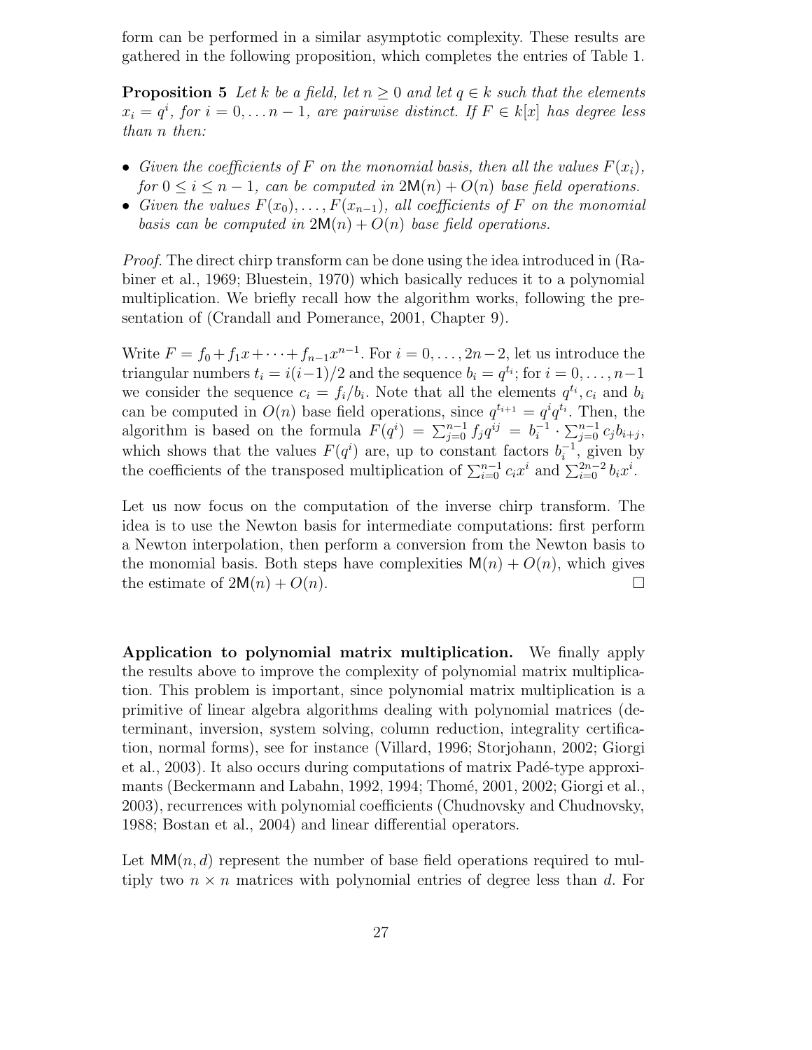form can be performed in a similar asymptotic complexity. These results are gathered in the following proposition, which completes the entries of Table 1.

**Proposition 5** *Let $k$ be a field, let $n \geq 0$ and let $q \in k$ such that the elements $x_i = q^i$, for $i = 0, \ldots n-1$, are pairwise distinct. If $F \in k[x]$ has degree less than $n$ then:*

- *Given the coefficients of $F$ on the monomial basis, then all the values $F(x_i)$, for $0 \leq i \leq n-1$, can be computed in $2\mathsf{M}(n) + O(n)$ base field operations.*
- *Given the values $F(x_0), \ldots, F(x_{n-1})$, all coefficients of $F$ on the monomial basis can be computed in $2\mathsf{M}(n) + O(n)$ base field operations.*

*Proof.* The direct chirp transform can be done using the idea introduced in (Rabiner et al., 1969; Bluestein, 1970) which basically reduces it to a polynomial multiplication. We briefly recall how the algorithm works, following the presentation of (Crandall and Pomerance, 2001, Chapter 9).

Write $F = f_0 + f_1 x + \cdots + f_{n-1}x^{n-1}$. For $i = 0, \ldots, 2n-2$, let us introduce the triangular numbers $t_i = i(i-1)/2$ and the sequence $b_i = q^{t_i}$; for $i = 0, \ldots, n-1$ we consider the sequence $c_i = f_i/b_i$. Note that all the elements $q^{t_i}, c_i$ and $b_i$ can be computed in $O(n)$ base field operations, since $q^{t_{i+1}} = q^i q^{t_i}$. Then, the algorithm is based on the formula $F(q^i) = \sum_{j=0}^{n-1} f_j q^{ij} = b_i^{-1} \cdot \sum_{j=0}^{n-1} c_j b_{i+j}$, which shows that the values $F(q^i)$ are, up to constant factors $b_i^{-1}$, given by the coefficients of the transposed multiplication of $\sum_{i=0}^{n-1} c_i x^i$ and $\sum_{i=0}^{2n-2} b_i x^i$.

Let us now focus on the computation of the inverse chirp transform. The idea is to use the Newton basis for intermediate computations: first perform a Newton interpolation, then perform a conversion from the Newton basis to the monomial basis. Both steps have complexities $\mathsf{M}(n) + O(n)$, which gives the estimate of $2\mathsf{M}(n) + O(n)$. □

**Application to polynomial matrix multiplication.** We finally apply the results above to improve the complexity of polynomial matrix multiplication. This problem is important, since polynomial matrix multiplication is a primitive of linear algebra algorithms dealing with polynomial matrices (determinant, inversion, system solving, column reduction, integrality certification, normal forms), see for instance (Villard, 1996; Storjohann, 2002; Giorgi et al., 2003). It also occurs during computations of matrix Padé-type approximants (Beckermann and Labahn, 1992, 1994; Thomé, 2001, 2002; Giorgi et al., 2003), recurrences with polynomial coefficients (Chudnovsky and Chudnovsky, 1988; Bostan et al., 2004) and linear differential operators.

Let $\mathsf{MM}(n, d)$ represent the number of base field operations required to multiply two $n \times n$ matrices with polynomial entries of degree less than $d$. For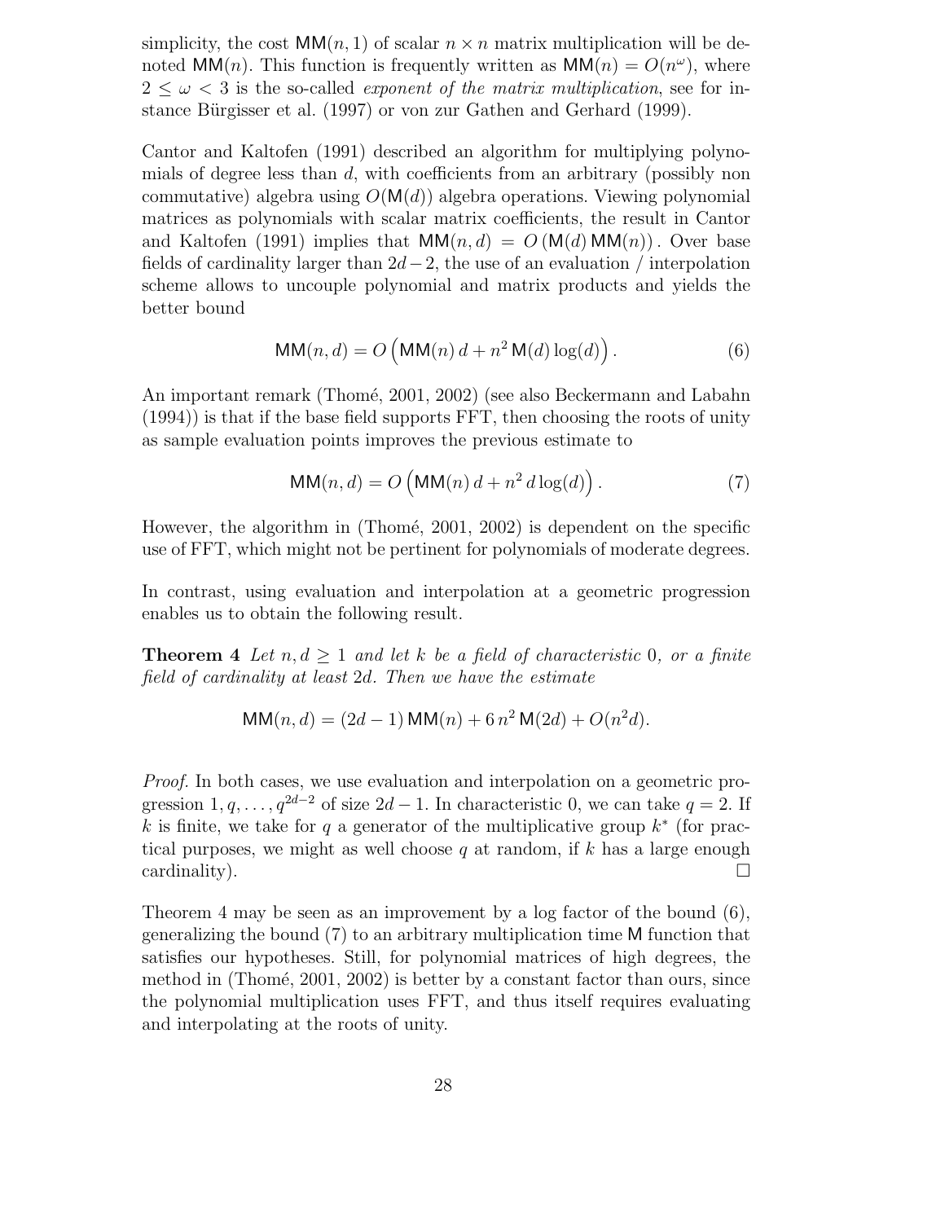simplicity, the cost $\mathsf{MM}(n, 1)$ of scalar $n \times n$ matrix multiplication will be denoted $\mathsf{MM}(n)$. This function is frequently written as $\mathsf{MM}(n) = O(n^\omega)$, where $2 \leq \omega < 3$ is the so-called *exponent of the matrix multiplication*, see for instance Bürgisser et al. (1997) or von zur Gathen and Gerhard (1999).

Cantor and Kaltofen (1991) described an algorithm for multiplying polynomials of degree less than $d$, with coefficients from an arbitrary (possibly non commutative) algebra using $O(\mathsf{M}(d))$ algebra operations. Viewing polynomial matrices as polynomials with scalar matrix coefficients, the result in Cantor and Kaltofen (1991) implies that $\mathsf{MM}(n, d) = O\left(\mathsf{M}(d)\, \mathsf{MM}(n)\right)$. Over base fields of cardinality larger than $2d-2$, the use of an evaluation / interpolation scheme allows to uncouple polynomial and matrix products and yields the better bound

$$\mathsf{MM}(n, d) = O\left(\mathsf{MM}(n)\, d + n^2\, \mathsf{M}(d) \log(d)\right). \tag{6}$$

An important remark (Thomé, 2001, 2002) (see also Beckermann and Labahn (1994)) is that if the base field supports FFT, then choosing the roots of unity as sample evaluation points improves the previous estimate to

$$\mathsf{MM}(n, d) = O\left(\mathsf{MM}(n)\, d + n^2\, d \log(d)\right). \tag{7}$$

However, the algorithm in (Thomé, 2001, 2002) is dependent on the specific use of FFT, which might not be pertinent for polynomials of moderate degrees.

In contrast, using evaluation and interpolation at a geometric progression enables us to obtain the following result.

**Theorem 4** *Let $n, d \geq 1$ and let $k$ be a field of characteristic $0$, or a finite field of cardinality at least $2d$. Then we have the estimate*

$$\mathsf{MM}(n, d) = (2d-1)\, \mathsf{MM}(n) + 6\, n^2\, \mathsf{M}(2d) + O(n^2 d).$$

*Proof.* In both cases, we use evaluation and interpolation on a geometric progression $1, q, \ldots, q^{2d-2}$ of size $2d-1$. In characteristic 0, we can take $q = 2$. If $k$ is finite, we take for $q$ a generator of the multiplicative group $k^*$ (for practical purposes, we might as well choose $q$ at random, if $k$ has a large enough cardinality). □

Theorem 4 may be seen as an improvement by a log factor of the bound (6), generalizing the bound (7) to an arbitrary multiplication time $\mathsf{M}$ function that satisfies our hypotheses. Still, for polynomial matrices of high degrees, the method in (Thomé, 2001, 2002) is better by a constant factor than ours, since the polynomial multiplication uses FFT, and thus itself requires evaluating and interpolating at the roots of unity.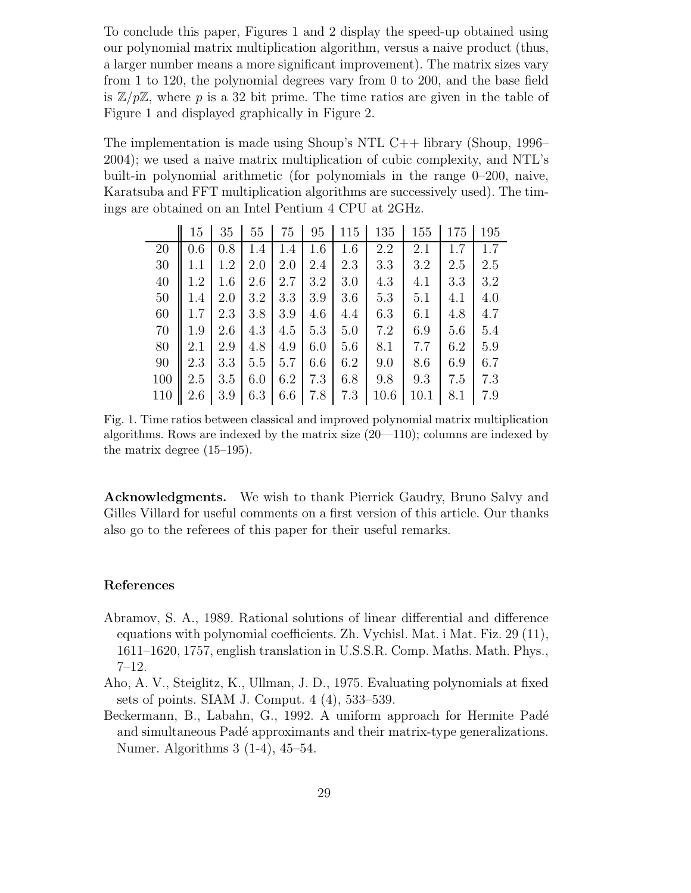To conclude this paper, Figures 1 and 2 display the speed-up obtained using our polynomial matrix multiplication algorithm, versus a naive product (thus, a larger number means a more significant improvement). The matrix sizes vary from 1 to 120, the polynomial degrees vary from 0 to 200, and the base field is $\mathbb{Z}/p\mathbb{Z}$, where $p$ is a 32 bit prime. The time ratios are given in the table of Figure 1 and displayed graphically in Figure 2.

The implementation is made using Shoup's NTL C++ library (Shoup, 1996–2004); we used a naive matrix multiplication of cubic complexity, and NTL's built-in polynomial arithmetic (for polynomials in the range 0–200, naive, Karatsuba and FFT multiplication algorithms are successively used). The timings are obtained on an Intel Pentium 4 CPU at 2GHz.

| | 15 | 35 | 55 | 75 | 95 | 115 | 135 | 155 | 175 | 195 |
|---|---|---|---|---|---|---|---|---|---|---|
| 20 | 0.6 | 0.8 | 1.4 | 1.4 | 1.6 | 1.6 | 2.2 | 2.1 | 1.7 | 1.7 |
| 30 | 1.1 | 1.2 | 2.0 | 2.0 | 2.4 | 2.3 | 3.3 | 3.2 | 2.5 | 2.5 |
| 40 | 1.2 | 1.6 | 2.6 | 2.7 | 3.2 | 3.0 | 4.3 | 4.1 | 3.3 | 3.2 |
| 50 | 1.4 | 2.0 | 3.2 | 3.3 | 3.9 | 3.6 | 5.3 | 5.1 | 4.1 | 4.0 |
| 60 | 1.7 | 2.3 | 3.8 | 3.9 | 4.6 | 4.4 | 6.3 | 6.1 | 4.8 | 4.7 |
| 70 | 1.9 | 2.6 | 4.3 | 4.5 | 5.3 | 5.0 | 7.2 | 6.9 | 5.6 | 5.4 |
| 80 | 2.1 | 2.9 | 4.8 | 4.9 | 6.0 | 5.6 | 8.1 | 7.7 | 6.2 | 5.9 |
| 90 | 2.3 | 3.3 | 5.5 | 5.7 | 6.6 | 6.2 | 9.0 | 8.6 | 6.9 | 6.7 |
| 100 | 2.5 | 3.5 | 6.0 | 6.2 | 7.3 | 6.8 | 9.8 | 9.3 | 7.5 | 7.3 |
| 110 | 2.6 | 3.9 | 6.3 | 6.6 | 7.8 | 7.3 | 10.6 | 10.1 | 8.1 | 7.9 |

Fig. 1. Time ratios between classical and improved polynomial matrix multiplication algorithms. Rows are indexed by the matrix size (20—110); columns are indexed by the matrix degree (15–195).

**Acknowledgments.** We wish to thank Pierrick Gaudry, Bruno Salvy and Gilles Villard for useful comments on a first version of this article. Our thanks also go to the referees of this paper for their useful remarks.

## References

Abramov, S. A., 1989. Rational solutions of linear differential and difference equations with polynomial coefficients. Zh. Vychisl. Mat. i Mat. Fiz. 29 (11), 1611–1620, 1757, english translation in U.S.S.R. Comp. Maths. Math. Phys., 7–12.

Aho, A. V., Steiglitz, K., Ullman, J. D., 1975. Evaluating polynomials at fixed sets of points. SIAM J. Comput. 4 (4), 533–539.

Beckermann, B., Labahn, G., 1992. A uniform approach for Hermite Padé and simultaneous Padé approximants and their matrix-type generalizations. Numer. Algorithms 3 (1-4), 45–54.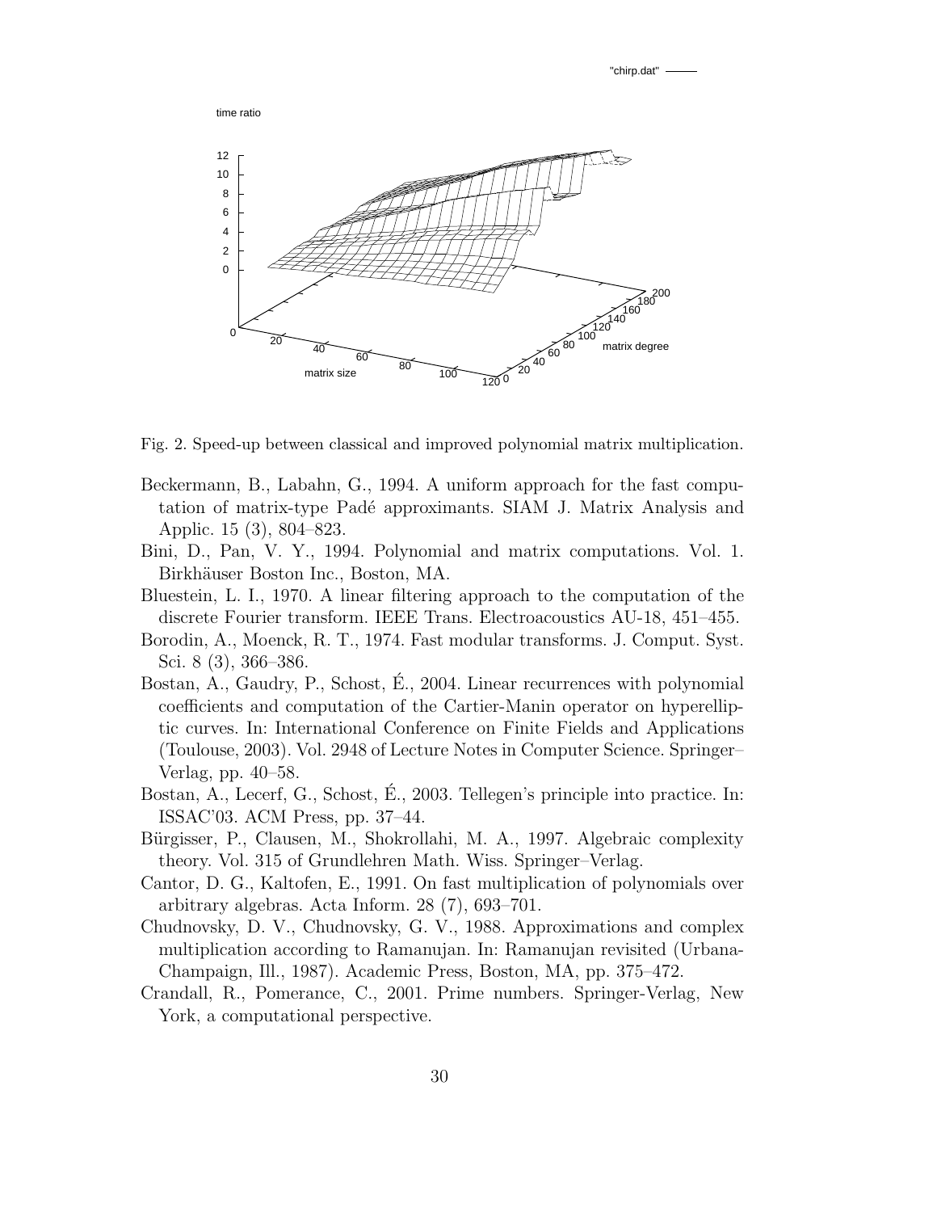Fig. 2. Speed-up between classical and improved polynomial matrix multiplication.

Beckermann, B., Labahn, G., 1994. A uniform approach for the fast computation of matrix-type Padé approximants. SIAM J. Matrix Analysis and Applic. 15 (3), 804–823.

Bini, D., Pan, V. Y., 1994. Polynomial and matrix computations. Vol. 1. Birkhäuser Boston Inc., Boston, MA.

Bluestein, L. I., 1970. A linear filtering approach to the computation of the discrete Fourier transform. IEEE Trans. Electroacoustics AU-18, 451–455.

Borodin, A., Moenck, R. T., 1974. Fast modular transforms. J. Comput. Syst. Sci. 8 (3), 366–386.

Bostan, A., Gaudry, P., Schost, É., 2004. Linear recurrences with polynomial coefficients and computation of the Cartier-Manin operator on hyperelliptic curves. In: International Conference on Finite Fields and Applications (Toulouse, 2003). Vol. 2948 of Lecture Notes in Computer Science. Springer–Verlag, pp. 40–58.

Bostan, A., Lecerf, G., Schost, É., 2003. Tellegen's principle into practice. In: ISSAC'03. ACM Press, pp. 37–44.

Bürgisser, P., Clausen, M., Shokrollahi, M. A., 1997. Algebraic complexity theory. Vol. 315 of Grundlehren Math. Wiss. Springer–Verlag.

Cantor, D. G., Kaltofen, E., 1991. On fast multiplication of polynomials over arbitrary algebras. Acta Inform. 28 (7), 693–701.

Chudnovsky, D. V., Chudnovsky, G. V., 1988. Approximations and complex multiplication according to Ramanujan. In: Ramanujan revisited (Urbana-Champaign, Ill., 1987). Academic Press, Boston, MA, pp. 375–472.

Crandall, R., Pomerance, C., 2001. Prime numbers. Springer-Verlag, New York, a computational perspective.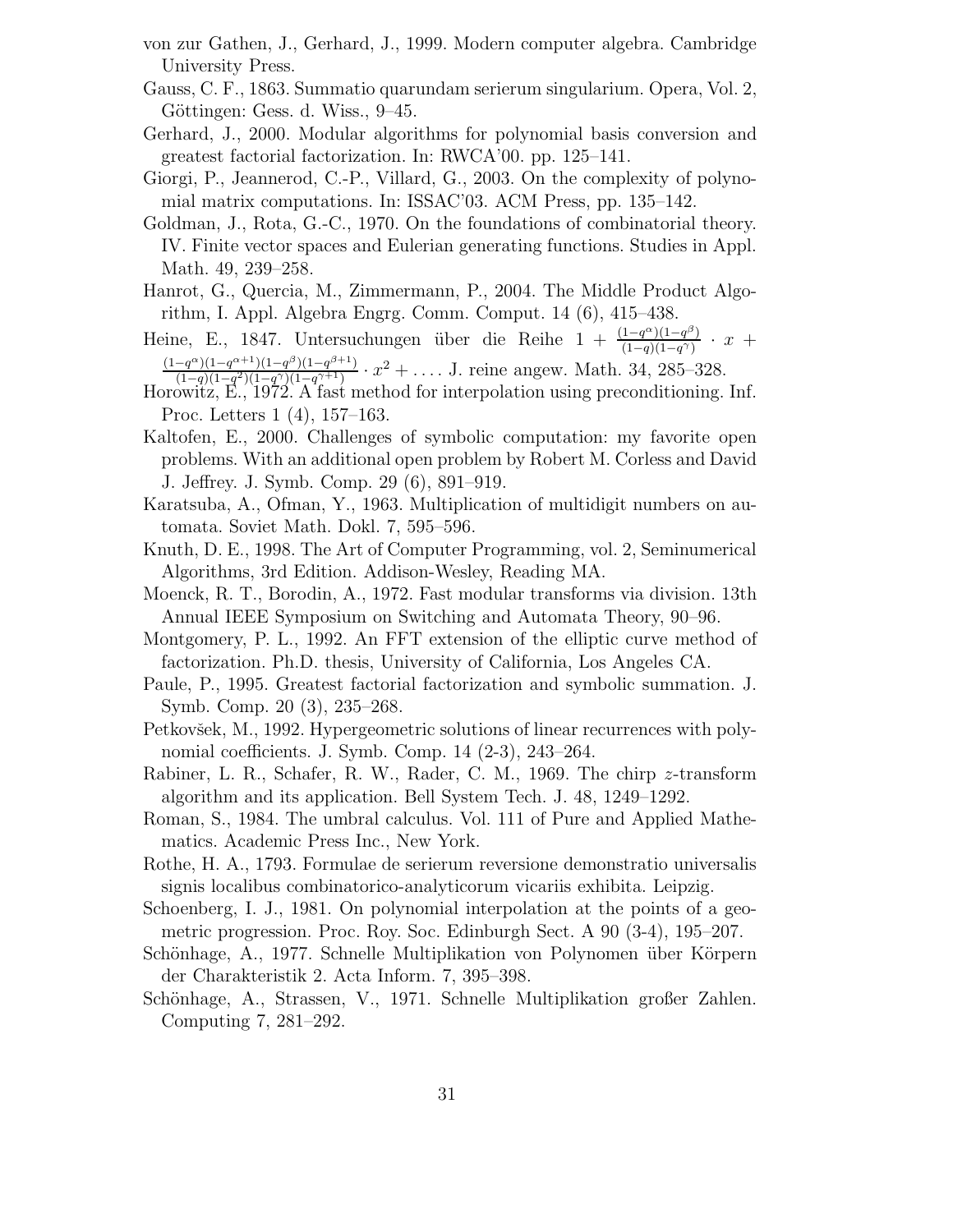von zur Gathen, J., Gerhard, J., 1999. Modern computer algebra. Cambridge University Press.

Gauss, C. F., 1863. Summatio quarundam serierum singularium. Opera, Vol. 2, Göttingen: Gess. d. Wiss., 9–45.

Gerhard, J., 2000. Modular algorithms for polynomial basis conversion and greatest factorial factorization. In: RWCA'00. pp. 125–141.

Giorgi, P., Jeannerod, C.-P., Villard, G., 2003. On the complexity of polynomial matrix computations. In: ISSAC'03. ACM Press, pp. 135–142.

Goldman, J., Rota, G.-C., 1970. On the foundations of combinatorial theory. IV. Finite vector spaces and Eulerian generating functions. Studies in Appl. Math. 49, 239–258.

Hanrot, G., Quercia, M., Zimmermann, P., 2004. The Middle Product Algorithm, I. Appl. Algebra Engrg. Comm. Comput. 14 (6), 415–438.

Heine, E., 1847. Untersuchungen über die Reihe $1 + \frac{(1-q^\alpha)(1-q^\beta)}{(1-q)(1-q^\gamma)} \cdot x + \frac{(1-q^\alpha)(1-q^{\alpha+1})(1-q^\beta)(1-q^{\beta+1})}{(1-q)(1-q^2)(1-q^\gamma)(1-q^{\gamma+1})} \cdot x^2 + \ldots$. J. reine angew. Math. 34, 285–328.

Horowitz, E., 1972. A fast method for interpolation using preconditioning. Inf. Proc. Letters 1 (4), 157–163.

Kaltofen, E., 2000. Challenges of symbolic computation: my favorite open problems. With an additional open problem by Robert M. Corless and David J. Jeffrey. J. Symb. Comp. 29 (6), 891–919.

Karatsuba, A., Ofman, Y., 1963. Multiplication of multidigit numbers on automata. Soviet Math. Dokl. 7, 595–596.

Knuth, D. E., 1998. The Art of Computer Programming, vol. 2, Seminumerical Algorithms, 3rd Edition. Addison-Wesley, Reading MA.

Moenck, R. T., Borodin, A., 1972. Fast modular transforms via division. 13th Annual IEEE Symposium on Switching and Automata Theory, 90–96.

Montgomery, P. L., 1992. An FFT extension of the elliptic curve method of factorization. Ph.D. thesis, University of California, Los Angeles CA.

Paule, P., 1995. Greatest factorial factorization and symbolic summation. J. Symb. Comp. 20 (3), 235–268.

Petkovšek, M., 1992. Hypergeometric solutions of linear recurrences with polynomial coefficients. J. Symb. Comp. 14 (2-3), 243–264.

Rabiner, L. R., Schafer, R. W., Rader, C. M., 1969. The chirp $z$-transform algorithm and its application. Bell System Tech. J. 48, 1249–1292.

Roman, S., 1984. The umbral calculus. Vol. 111 of Pure and Applied Mathematics. Academic Press Inc., New York.

Rothe, H. A., 1793. Formulae de serierum reversione demonstratio universalis signis localibus combinatorico-analyticorum vicariis exhibita. Leipzig.

Schoenberg, I. J., 1981. On polynomial interpolation at the points of a geometric progression. Proc. Roy. Soc. Edinburgh Sect. A 90 (3-4), 195–207.

Schönhage, A., 1977. Schnelle Multiplikation von Polynomen über Körpern der Charakteristik 2. Acta Inform. 7, 395–398.

Schönhage, A., Strassen, V., 1971. Schnelle Multiplikation großer Zahlen. Computing 7, 281–292.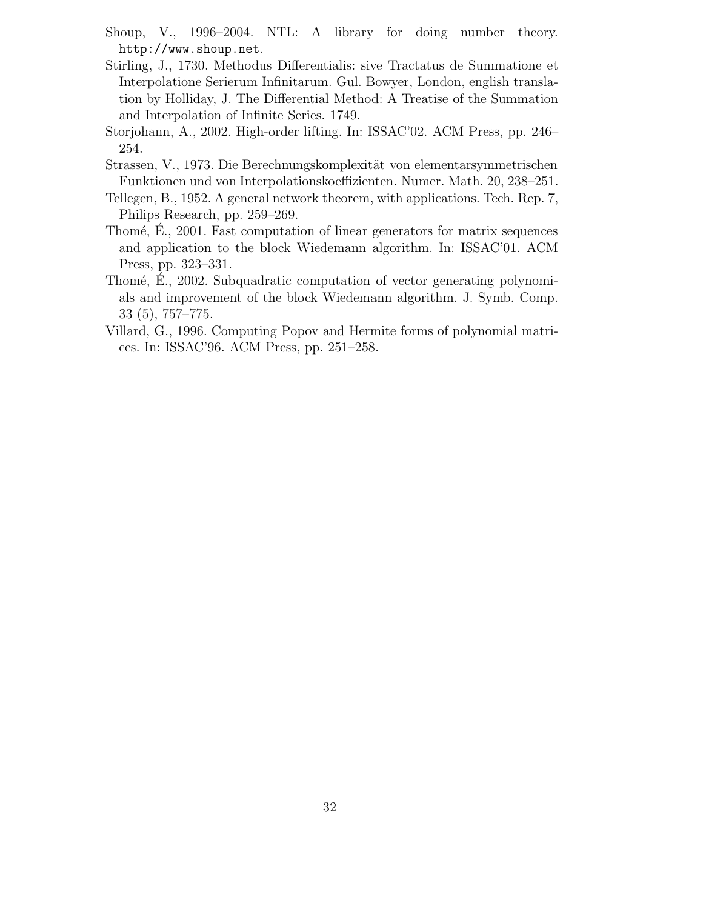Shoup, V., 1996–2004. NTL: A library for doing number theory. http://www.shoup.net.

Stirling, J., 1730. Methodus Differentialis: sive Tractatus de Summatione et Interpolatione Serierum Infinitarum. Gul. Bowyer, London, english translation by Holliday, J. The Differential Method: A Treatise of the Summation and Interpolation of Infinite Series. 1749.

Storjohann, A., 2002. High-order lifting. In: ISSAC'02. ACM Press, pp. 246–254.

Strassen, V., 1973. Die Berechnungskomplexität von elementarsymmetrischen Funktionen und von Interpolationskoeffizienten. Numer. Math. 20, 238–251.

Tellegen, B., 1952. A general network theorem, with applications. Tech. Rep. 7, Philips Research, pp. 259–269.

Thomé, É., 2001. Fast computation of linear generators for matrix sequences and application to the block Wiedemann algorithm. In: ISSAC'01. ACM Press, pp. 323–331.

Thomé, É., 2002. Subquadratic computation of vector generating polynomials and improvement of the block Wiedemann algorithm. J. Symb. Comp. 33 (5), 757–775.

Villard, G., 1996. Computing Popov and Hermite forms of polynomial matrices. In: ISSAC'96. ACM Press, pp. 251–258.